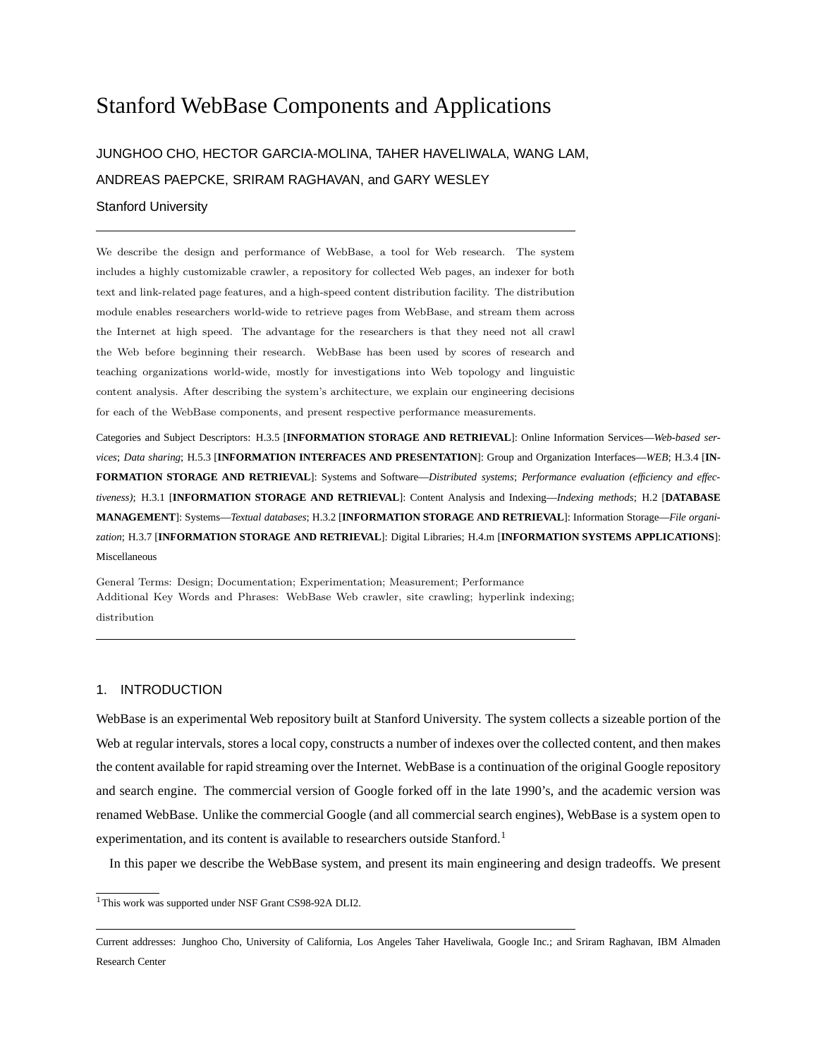# Stanford WebBase Components and Applications

JUNGHOO CHO, HECTOR GARCIA-MOLINA, TAHER HAVELIWALA, WANG LAM, ANDREAS PAEPCKE, SRIRAM RAGHAVAN, and GARY WESLEY

Stanford University

---

We describe the design and performance of WebBase, a tool for Web research. The system includes a highly customizable crawler, a repository for collected Web pages, an indexer for both text and link-related page features, and a high-speed content distribution facility. The distribution module enables researchers world-wide to retrieve pages from WebBase, and stream them across the Internet at high speed. The advantage for the researchers is that they need not all crawl the Web before beginning their research. WebBase has been used by scores of research and teaching organizations world-wide, mostly for investigations into Web topology and linguistic content analysis. After describing the system's architecture, we explain our engineering decisions for each of the WebBase components, and present respective performance measurements.

Categories and Subject Descriptors: H.3.5 [**INFORMATION STORAGE AND RETRIEVAL**]: Online Information Services—*Web-based services*; *Data sharing*; H.5.3 [**INFORMATION INTERFACES AND PRESENTATION**]: Group and Organization Interfaces—*WEB*; H.3.4 [**INFORMATION STORAGE AND RETRIEVAL**]: Systems and Software—*Distributed systems*; *Performance evaluation (efficiency and effectiveness)*; H.3.1 [**INFORMATION STORAGE AND RETRIEVAL**]: Content Analysis and Indexing—*Indexing methods*; H.2 [**DATABASE MANAGEMENT**]: Systems—*Textual databases*; H.3.2 [**INFORMATION STORAGE AND RETRIEVAL**]: Information Storage—*File organization*; H.3.7 [**INFORMATION STORAGE AND RETRIEVAL**]: Digital Libraries; H.4.m [**INFORMATION SYSTEMS APPLICATIONS**]: Miscellaneous

General Terms: Design; Documentation; Experimentation; Measurement; Performance

Additional Key Words and Phrases: WebBase Web crawler, site crawling; hyperlink indexing; distribution

---

## 1. INTRODUCTION

WebBase is an experimental Web repository built at Stanford University. The system collects a sizeable portion of the Web at regular intervals, stores a local copy, constructs a number of indexes over the collected content, and then makes the content available for rapid streaming over the Internet. WebBase is a continuation of the original Google repository and search engine. The commercial version of Google forked off in the late 1990's, and the academic version was renamed WebBase. Unlike the commercial Google (and all commercial search engines), WebBase is a system open to experimentation, and its content is available to researchers outside Stanford.[1]

In this paper we describe the WebBase system, and present its main engineering and design tradeoffs. We present

[1] This work was supported under NSF Grant CS98-92A DLI2.

---

Current addresses: Junghoo Cho, University of California, Los Angeles Taher Haveliwala, Google Inc.; and Sriram Raghavan, IBM Almaden Research Center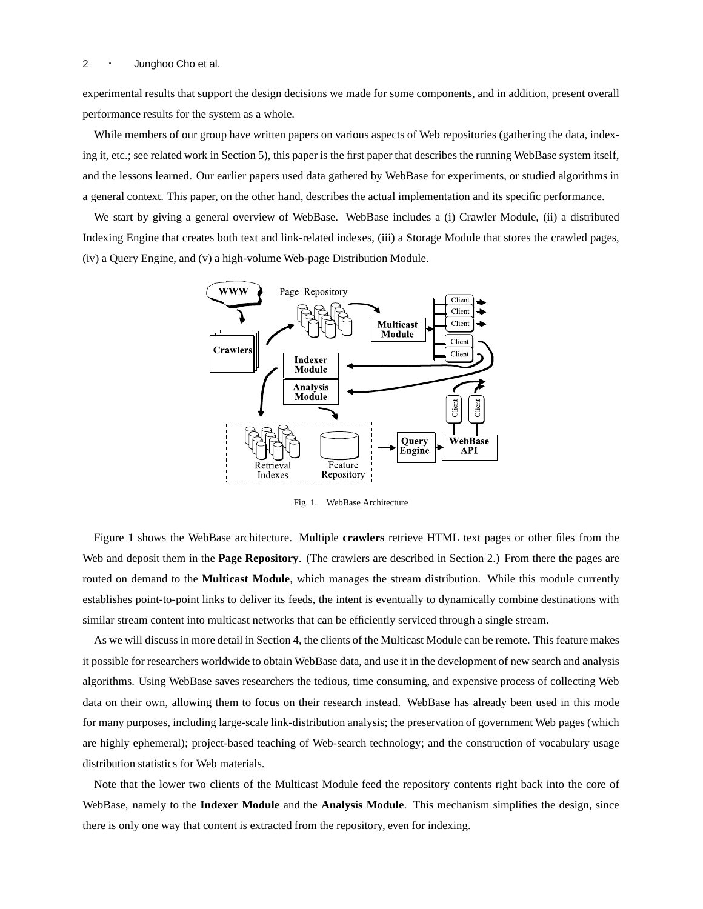experimental results that support the design decisions we made for some components, and in addition, present overall performance results for the system as a whole.

While members of our group have written papers on various aspects of Web repositories (gathering the data, indexing it, etc.; see related work in Section 5), this paper is the first paper that describes the running WebBase system itself, and the lessons learned. Our earlier papers used data gathered by WebBase for experiments, or studied algorithms in a general context. This paper, on the other hand, describes the actual implementation and its specific performance.

We start by giving a general overview of WebBase. WebBase includes a (i) Crawler Module, (ii) a distributed Indexing Engine that creates both text and link-related indexes, (iii) a Storage Module that stores the crawled pages, (iv) a Query Engine, and (v) a high-volume Web-page Distribution Module.

Fig. 1. WebBase Architecture

Figure 1 shows the WebBase architecture. Multiple **crawlers** retrieve HTML text pages or other files from the Web and deposit them in the **Page Repository**. (The crawlers are described in Section 2.) From there the pages are routed on demand to the **Multicast Module**, which manages the stream distribution. While this module currently establishes point-to-point links to deliver its feeds, the intent is eventually to dynamically combine destinations with similar stream content into multicast networks that can be efficiently serviced through a single stream.

As we will discuss in more detail in Section 4, the clients of the Multicast Module can be remote. This feature makes it possible for researchers worldwide to obtain WebBase data, and use it in the development of new search and analysis algorithms. Using WebBase saves researchers the tedious, time consuming, and expensive process of collecting Web data on their own, allowing them to focus on their research instead. WebBase has already been used in this mode for many purposes, including large-scale link-distribution analysis; the preservation of government Web pages (which are highly ephemeral); project-based teaching of Web-search technology; and the construction of vocabulary usage distribution statistics for Web materials.

Note that the lower two clients of the Multicast Module feed the repository contents right back into the core of WebBase, namely to the **Indexer Module** and the **Analysis Module**. This mechanism simplifies the design, since there is only one way that content is extracted from the repository, even for indexing.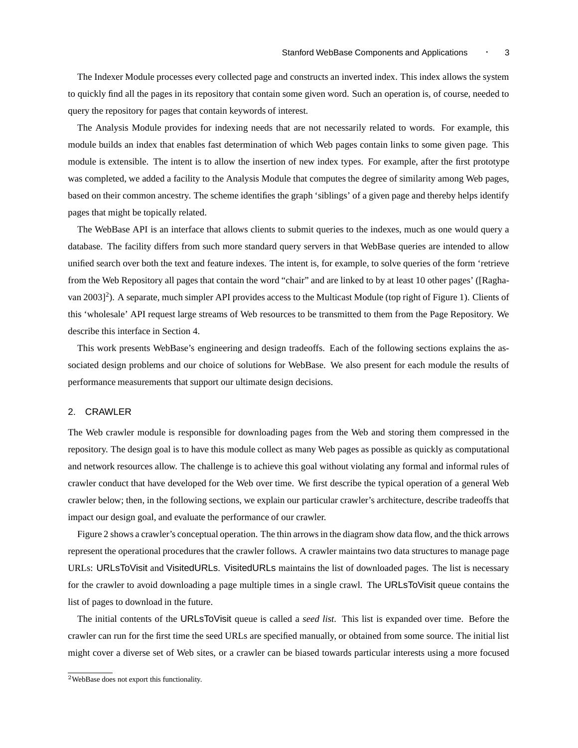The Indexer Module processes every collected page and constructs an inverted index. This index allows the system to quickly find all the pages in its repository that contain some given word. Such an operation is, of course, needed to query the repository for pages that contain keywords of interest.

The Analysis Module provides for indexing needs that are not necessarily related to words. For example, this module builds an index that enables fast determination of which Web pages contain links to some given page. This module is extensible. The intent is to allow the insertion of new index types. For example, after the first prototype was completed, we added a facility to the Analysis Module that computes the degree of similarity among Web pages, based on their common ancestry. The scheme identifies the graph 'siblings' of a given page and thereby helps identify pages that might be topically related.

The WebBase API is an interface that allows clients to submit queries to the indexes, much as one would query a database. The facility differs from such more standard query servers in that WebBase queries are intended to allow unified search over both the text and feature indexes. The intent is, for example, to solve queries of the form 'retrieve from the Web Repository all pages that contain the word "chair" and are linked to by at least 10 other pages' ([Raghavan 2003][2]). A separate, much simpler API provides access to the Multicast Module (top right of Figure 1). Clients of this 'wholesale' API request large streams of Web resources to be transmitted to them from the Page Repository. We describe this interface in Section 4.

This work presents WebBase's engineering and design tradeoffs. Each of the following sections explains the associated design problems and our choice of solutions for WebBase. We also present for each module the results of performance measurements that support our ultimate design decisions.

## 2. CRAWLER

The Web crawler module is responsible for downloading pages from the Web and storing them compressed in the repository. The design goal is to have this module collect as many Web pages as possible as quickly as computational and network resources allow. The challenge is to achieve this goal without violating any formal and informal rules of crawler conduct that have developed for the Web over time. We first describe the typical operation of a general Web crawler below; then, in the following sections, we explain our particular crawler's architecture, describe tradeoffs that impact our design goal, and evaluate the performance of our crawler.

Figure 2 shows a crawler's conceptual operation. The thin arrows in the diagram show data flow, and the thick arrows represent the operational procedures that the crawler follows. A crawler maintains two data structures to manage page URLs: URLsToVisit and VisitedURLs. VisitedURLs maintains the list of downloaded pages. The list is necessary for the crawler to avoid downloading a page multiple times in a single crawl. The URLsToVisit queue contains the list of pages to download in the future.

The initial contents of the URLsToVisit queue is called a *seed list*. This list is expanded over time. Before the crawler can run for the first time the seed URLs are specified manually, or obtained from some source. The initial list might cover a diverse set of Web sites, or a crawler can be biased towards particular interests using a more focused

[2] WebBase does not export this functionality.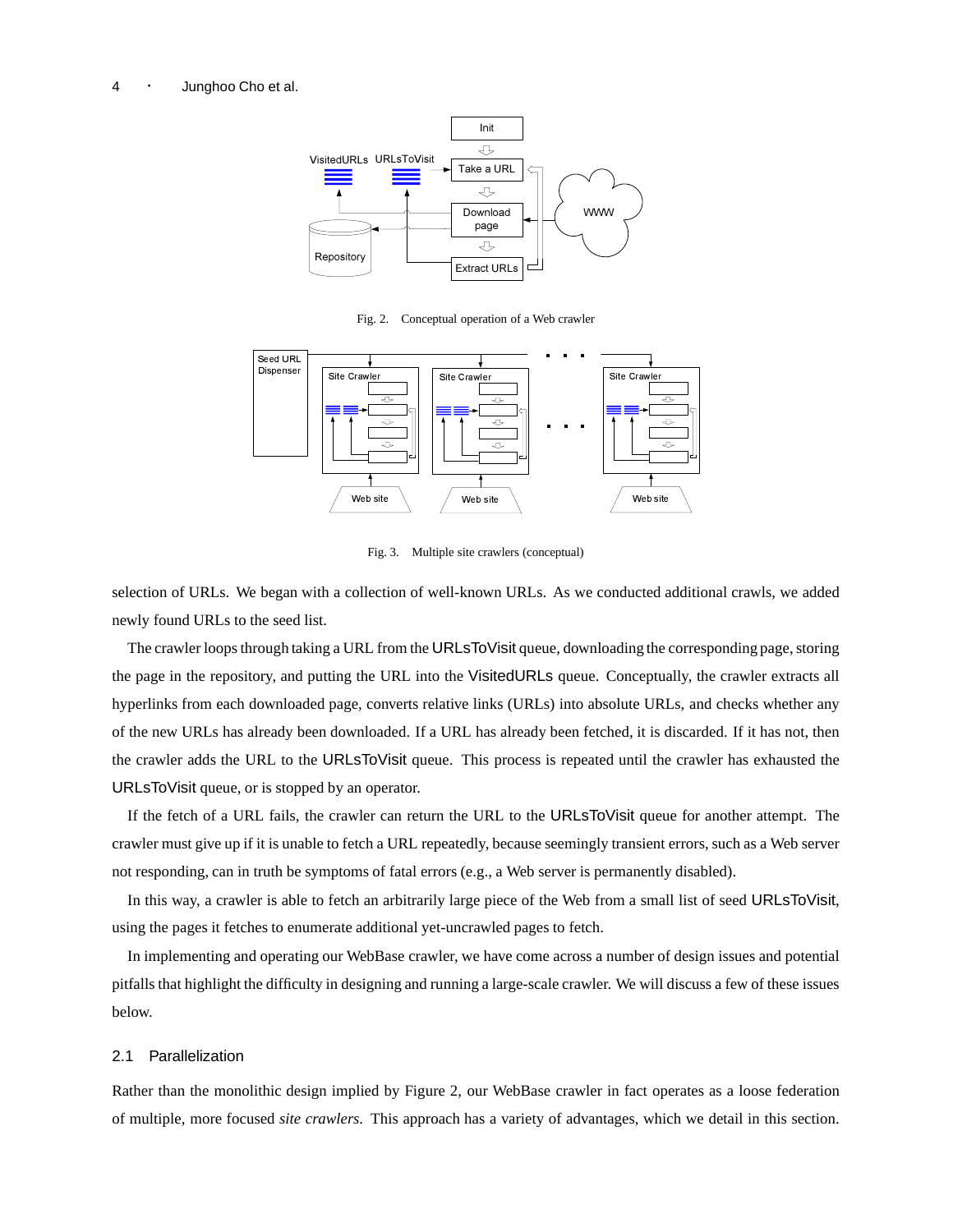Fig. 2. Conceptual operation of a Web crawler

Fig. 3. Multiple site crawlers (conceptual)

selection of URLs. We began with a collection of well-known URLs. As we conducted additional crawls, we added newly found URLs to the seed list.

The crawler loops through taking a URL from the URLsToVisit queue, downloading the corresponding page, storing the page in the repository, and putting the URL into the VisitedURLs queue. Conceptually, the crawler extracts all hyperlinks from each downloaded page, converts relative links (URLs) into absolute URLs, and checks whether any of the new URLs has already been downloaded. If a URL has already been fetched, it is discarded. If it has not, then the crawler adds the URL to the URLsToVisit queue. This process is repeated until the crawler has exhausted the URLsToVisit queue, or is stopped by an operator.

If the fetch of a URL fails, the crawler can return the URL to the URLsToVisit queue for another attempt. The crawler must give up if it is unable to fetch a URL repeatedly, because seemingly transient errors, such as a Web server not responding, can in truth be symptoms of fatal errors (e.g., a Web server is permanently disabled).

In this way, a crawler is able to fetch an arbitrarily large piece of the Web from a small list of seed URLsToVisit, using the pages it fetches to enumerate additional yet-uncrawled pages to fetch.

In implementing and operating our WebBase crawler, we have come across a number of design issues and potential pitfalls that highlight the difficulty in designing and running a large-scale crawler. We will discuss a few of these issues below.

### 2.1 Parallelization

Rather than the monolithic design implied by Figure 2, our WebBase crawler in fact operates as a loose federation of multiple, more focused *site crawlers*. This approach has a variety of advantages, which we detail in this section.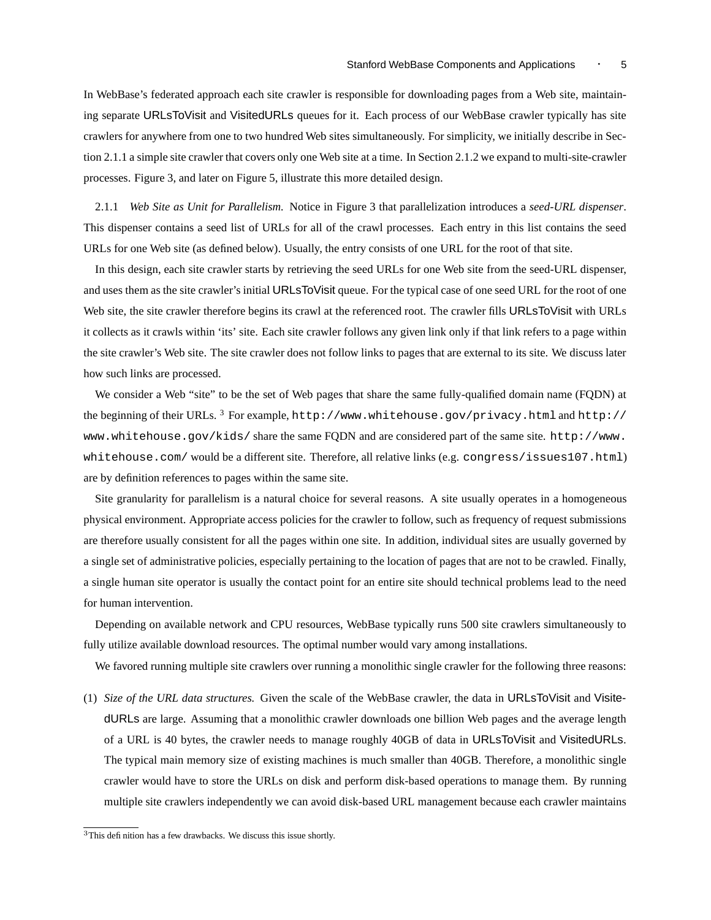In WebBase's federated approach each site crawler is responsible for downloading pages from a Web site, maintaining separate URLsToVisit and VisitedURLs queues for it. Each process of our WebBase crawler typically has site crawlers for anywhere from one to two hundred Web sites simultaneously. For simplicity, we initially describe in Section 2.1.1 a simple site crawler that covers only one Web site at a time. In Section 2.1.2 we expand to multi-site-crawler processes. Figure 3, and later on Figure 5, illustrate this more detailed design.

### 2.1.1 *Web Site as Unit for Parallelism.*

Notice in Figure 3 that parallelization introduces a *seed-URL dispenser*. This dispenser contains a seed list of URLs for all of the crawl processes. Each entry in this list contains the seed URLs for one Web site (as defined below). Usually, the entry consists of one URL for the root of that site.

In this design, each site crawler starts by retrieving the seed URLs for one Web site from the seed-URL dispenser, and uses them as the site crawler's initial URLsToVisit queue. For the typical case of one seed URL for the root of one Web site, the site crawler therefore begins its crawl at the referenced root. The crawler fills URLsToVisit with URLs it collects as it crawls within 'its' site. Each site crawler follows any given link only if that link refers to a page within the site crawler's Web site. The site crawler does not follow links to pages that are external to its site. We discuss later how such links are processed.

We consider a Web "site" to be the set of Web pages that share the same fully-qualified domain name (FQDN) at the beginning of their URLs. [3] For example, `http://www.whitehouse.gov/privacy.html` and `http://www.whitehouse.gov/kids/` share the same FQDN and are considered part of the same site. `http://www.whitehouse.com/` would be a different site. Therefore, all relative links (e.g. `congress/issues107.html`) are by definition references to pages within the same site.

Site granularity for parallelism is a natural choice for several reasons. A site usually operates in a homogeneous physical environment. Appropriate access policies for the crawler to follow, such as frequency of request submissions are therefore usually consistent for all the pages within one site. In addition, individual sites are usually governed by a single set of administrative policies, especially pertaining to the location of pages that are not to be crawled. Finally, a single human site operator is usually the contact point for an entire site should technical problems lead to the need for human intervention.

Depending on available network and CPU resources, WebBase typically runs 500 site crawlers simultaneously to fully utilize available download resources. The optimal number would vary among installations.

We favored running multiple site crawlers over running a monolithic single crawler for the following three reasons:

(1) *Size of the URL data structures.* Given the scale of the WebBase crawler, the data in URLsToVisit and VisitedURLs are large. Assuming that a monolithic crawler downloads one billion Web pages and the average length of a URL is 40 bytes, the crawler needs to manage roughly 40GB of data in URLsToVisit and VisitedURLs. The typical main memory size of existing machines is much smaller than 40GB. Therefore, a monolithic single crawler would have to store the URLs on disk and perform disk-based operations to manage them. By running multiple site crawlers independently we can avoid disk-based URL management because each crawler maintains

[3] This definition has a few drawbacks. We discuss this issue shortly.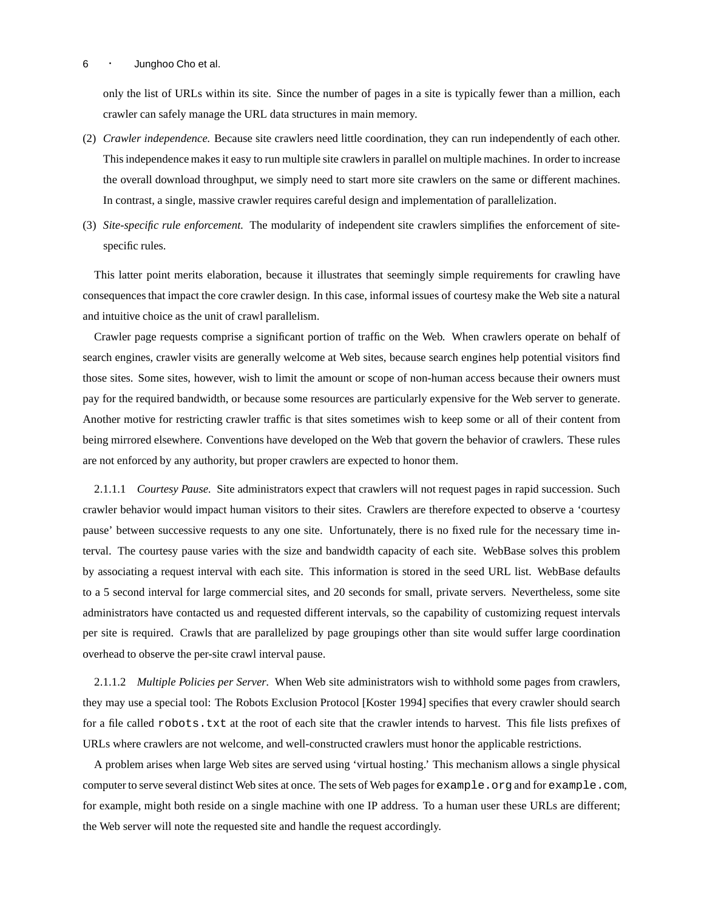only the list of URLs within its site. Since the number of pages in a site is typically fewer than a million, each crawler can safely manage the URL data structures in main memory.

(2) *Crawler independence.* Because site crawlers need little coordination, they can run independently of each other. This independence makes it easy to run multiple site crawlers in parallel on multiple machines. In order to increase the overall download throughput, we simply need to start more site crawlers on the same or different machines. In contrast, a single, massive crawler requires careful design and implementation of parallelization.

(3) *Site-specific rule enforcement.* The modularity of independent site crawlers simplifies the enforcement of site-specific rules.

This latter point merits elaboration, because it illustrates that seemingly simple requirements for crawling have consequences that impact the core crawler design. In this case, informal issues of courtesy make the Web site a natural and intuitive choice as the unit of crawl parallelism.

Crawler page requests comprise a significant portion of traffic on the Web. When crawlers operate on behalf of search engines, crawler visits are generally welcome at Web sites, because search engines help potential visitors find those sites. Some sites, however, wish to limit the amount or scope of non-human access because their owners must pay for the required bandwidth, or because some resources are particularly expensive for the Web server to generate. Another motive for restricting crawler traffic is that sites sometimes wish to keep some or all of their content from being mirrored elsewhere. Conventions have developed on the Web that govern the behavior of crawlers. These rules are not enforced by any authority, but proper crawlers are expected to honor them.

2.1.1.1 *Courtesy Pause.* Site administrators expect that crawlers will not request pages in rapid succession. Such crawler behavior would impact human visitors to their sites. Crawlers are therefore expected to observe a 'courtesy pause' between successive requests to any one site. Unfortunately, there is no fixed rule for the necessary time interval. The courtesy pause varies with the size and bandwidth capacity of each site. WebBase solves this problem by associating a request interval with each site. This information is stored in the seed URL list. WebBase defaults to a 5 second interval for large commercial sites, and 20 seconds for small, private servers. Nevertheless, some site administrators have contacted us and requested different intervals, so the capability of customizing request intervals per site is required. Crawls that are parallelized by page groupings other than site would suffer large coordination overhead to observe the per-site crawl interval pause.

2.1.1.2 *Multiple Policies per Server.* When Web site administrators wish to withhold some pages from crawlers, they may use a special tool: The Robots Exclusion Protocol [Koster 1994] specifies that every crawler should search for a file called `robots.txt` at the root of each site that the crawler intends to harvest. This file lists prefixes of URLs where crawlers are not welcome, and well-constructed crawlers must honor the applicable restrictions.

A problem arises when large Web sites are served using 'virtual hosting.' This mechanism allows a single physical computer to serve several distinct Web sites at once. The sets of Web pages for `example.org` and for `example.com`, for example, might both reside on a single machine with one IP address. To a human user these URLs are different; the Web server will note the requested site and handle the request accordingly.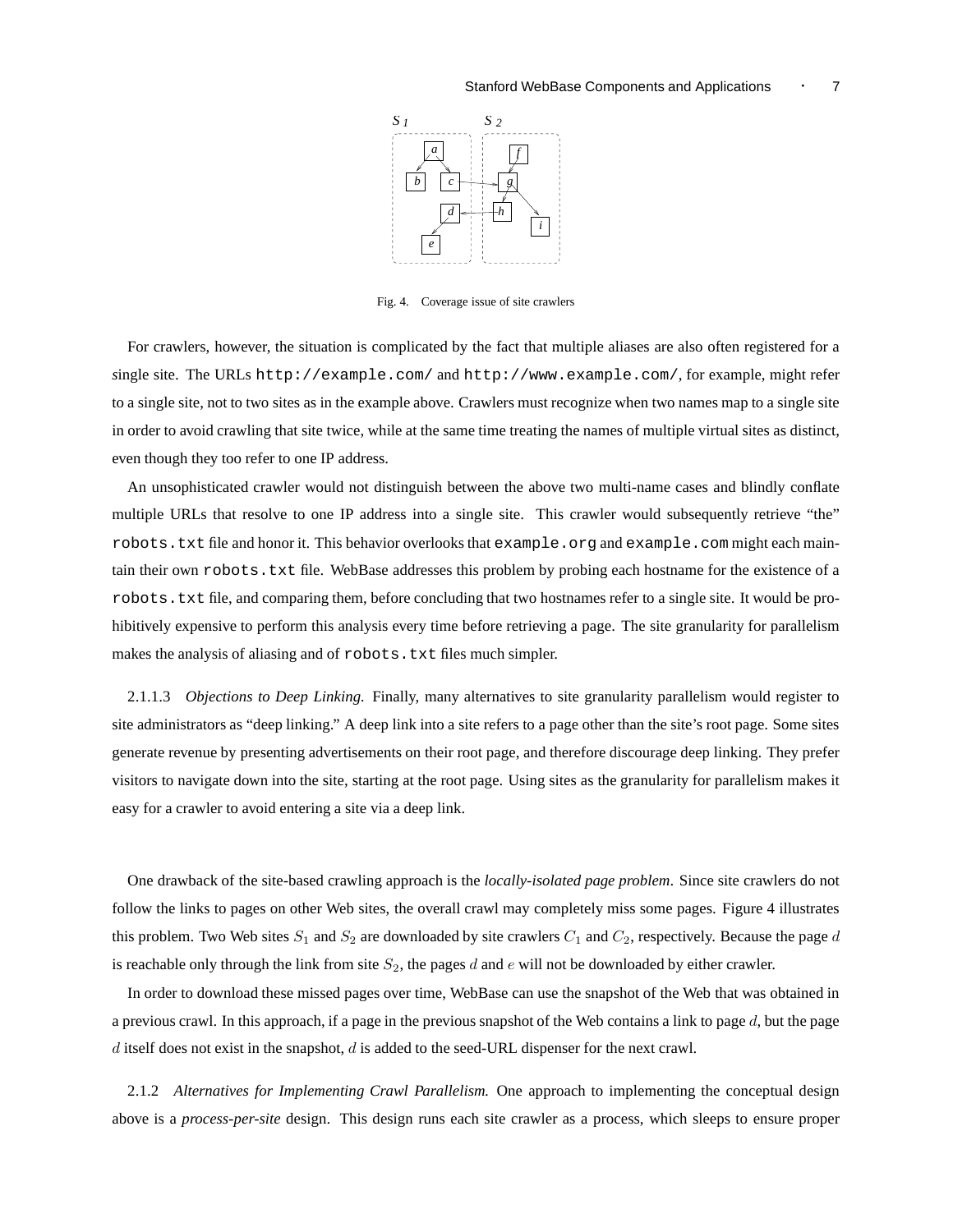$S_1$ $S_2$

a b c d e f g h i

Fig. 4. Coverage issue of site crawlers

For crawlers, however, the situation is complicated by the fact that multiple aliases are also often registered for a single site. The URLs `http://example.com/` and `http://www.example.com/`, for example, might refer to a single site, not to two sites as in the example above. Crawlers must recognize when two names map to a single site in order to avoid crawling that site twice, while at the same time treating the names of multiple virtual sites as distinct, even though they too refer to one IP address.

An unsophisticated crawler would not distinguish between the above two multi-name cases and blindly conflate multiple URLs that resolve to one IP address into a single site. This crawler would subsequently retrieve "the" `robots.txt` file and honor it. This behavior overlooks that `example.org` and `example.com` might each maintain their own `robots.txt` file. WebBase addresses this problem by probing each hostname for the existence of a `robots.txt` file, and comparing them, before concluding that two hostnames refer to a single site. It would be prohibitively expensive to perform this analysis every time before retrieving a page. The site granularity for parallelism makes the analysis of aliasing and of `robots.txt` files much simpler.

2.1.1.3 *Objections to Deep Linking.* Finally, many alternatives to site granularity parallelism would register to site administrators as "deep linking." A deep link into a site refers to a page other than the site's root page. Some sites generate revenue by presenting advertisements on their root page, and therefore discourage deep linking. They prefer visitors to navigate down into the site, starting at the root page. Using sites as the granularity for parallelism makes it easy for a crawler to avoid entering a site via a deep link.

One drawback of the site-based crawling approach is the *locally-isolated page problem*. Since site crawlers do not follow the links to pages on other Web sites, the overall crawl may completely miss some pages. Figure 4 illustrates this problem. Two Web sites $S_1$ and $S_2$ are downloaded by site crawlers $C_1$ and $C_2$, respectively. Because the page $d$ is reachable only through the link from site $S_2$, the pages $d$ and $e$ will not be downloaded by either crawler.

In order to download these missed pages over time, WebBase can use the snapshot of the Web that was obtained in a previous crawl. In this approach, if a page in the previous snapshot of the Web contains a link to page $d$, but the page $d$ itself does not exist in the snapshot, $d$ is added to the seed-URL dispenser for the next crawl.

2.1.2 *Alternatives for Implementing Crawl Parallelism.* One approach to implementing the conceptual design above is a *process-per-site* design. This design runs each site crawler as a process, which sleeps to ensure proper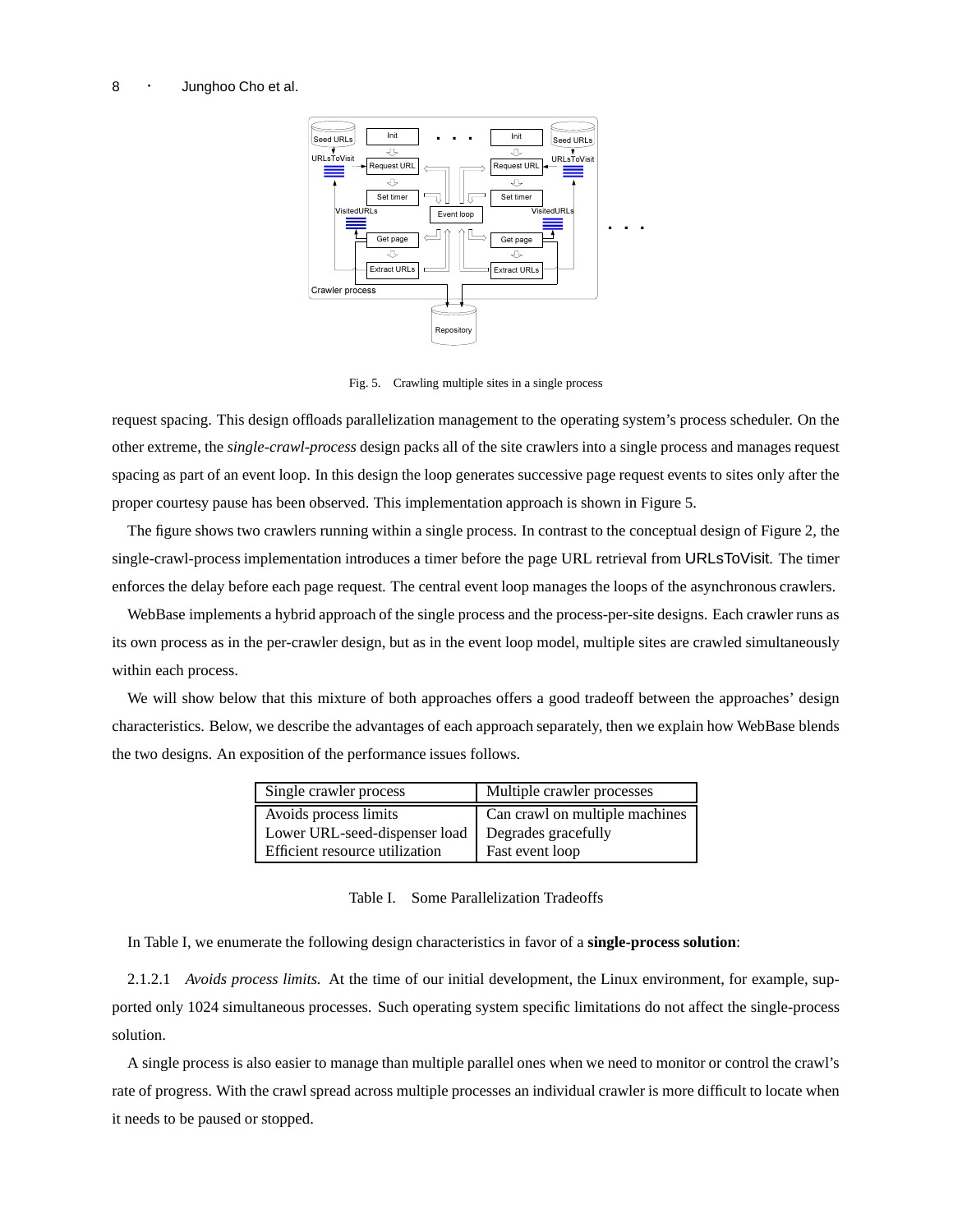Fig. 5. Crawling multiple sites in a single process

request spacing. This design offloads parallelization management to the operating system's process scheduler. On the other extreme, the *single-crawl-process* design packs all of the site crawlers into a single process and manages request spacing as part of an event loop. In this design the loop generates successive page request events to sites only after the proper courtesy pause has been observed. This implementation approach is shown in Figure 5.

The figure shows two crawlers running within a single process. In contrast to the conceptual design of Figure 2, the single-crawl-process implementation introduces a timer before the page URL retrieval from URLsToVisit. The timer enforces the delay before each page request. The central event loop manages the loops of the asynchronous crawlers.

WebBase implements a hybrid approach of the single process and the process-per-site designs. Each crawler runs as its own process as in the per-crawler design, but as in the event loop model, multiple sites are crawled simultaneously within each process.

We will show below that this mixture of both approaches offers a good tradeoff between the approaches' design characteristics. Below, we describe the advantages of each approach separately, then we explain how WebBase blends the two designs. An exposition of the performance issues follows.

| Single crawler process | Multiple crawler processes |
| --- | --- |
| Avoids process limits | Can crawl on multiple machines |
| Lower URL-seed-dispenser load | Degrades gracefully |
| Efficient resource utilization | Fast event loop |

Table I. Some Parallelization Tradeoffs

In Table I, we enumerate the following design characteristics in favor of a **single-process solution**:

2.1.2.1 *Avoids process limits.* At the time of our initial development, the Linux environment, for example, supported only 1024 simultaneous processes. Such operating system specific limitations do not affect the single-process solution.

A single process is also easier to manage than multiple parallel ones when we need to monitor or control the crawl's rate of progress. With the crawl spread across multiple processes an individual crawler is more difficult to locate when it needs to be paused or stopped.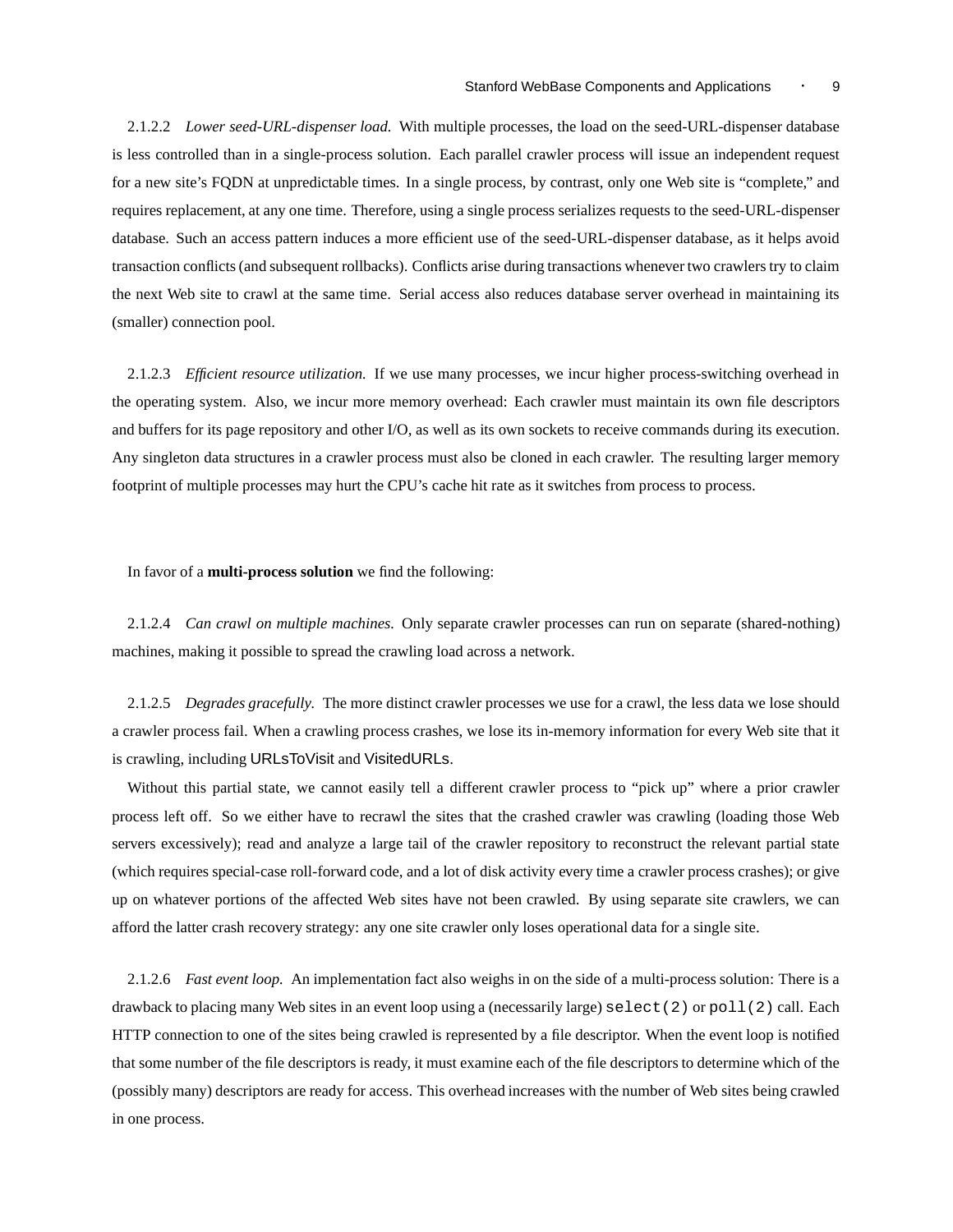2.1.2.2 *Lower seed-URL-dispenser load.* With multiple processes, the load on the seed-URL-dispenser database is less controlled than in a single-process solution. Each parallel crawler process will issue an independent request for a new site's FQDN at unpredictable times. In a single process, by contrast, only one Web site is "complete," and requires replacement, at any one time. Therefore, using a single process serializes requests to the seed-URL-dispenser database. Such an access pattern induces a more efficient use of the seed-URL-dispenser database, as it helps avoid transaction conflicts (and subsequent rollbacks). Conflicts arise during transactions whenever two crawlers try to claim the next Web site to crawl at the same time. Serial access also reduces database server overhead in maintaining its (smaller) connection pool.

2.1.2.3 *Efficient resource utilization.* If we use many processes, we incur higher process-switching overhead in the operating system. Also, we incur more memory overhead: Each crawler must maintain its own file descriptors and buffers for its page repository and other I/O, as well as its own sockets to receive commands during its execution. Any singleton data structures in a crawler process must also be cloned in each crawler. The resulting larger memory footprint of multiple processes may hurt the CPU's cache hit rate as it switches from process to process.

In favor of a **multi-process solution** we find the following:

2.1.2.4 *Can crawl on multiple machines.* Only separate crawler processes can run on separate (shared-nothing) machines, making it possible to spread the crawling load across a network.

2.1.2.5 *Degrades gracefully.* The more distinct crawler processes we use for a crawl, the less data we lose should a crawler process fail. When a crawling process crashes, we lose its in-memory information for every Web site that it is crawling, including URLsToVisit and VisitedURLs.

Without this partial state, we cannot easily tell a different crawler process to "pick up" where a prior crawler process left off. So we either have to recrawl the sites that the crashed crawler was crawling (loading those Web servers excessively); read and analyze a large tail of the crawler repository to reconstruct the relevant partial state (which requires special-case roll-forward code, and a lot of disk activity every time a crawler process crashes); or give up on whatever portions of the affected Web sites have not been crawled. By using separate site crawlers, we can afford the latter crash recovery strategy: any one site crawler only loses operational data for a single site.

2.1.2.6 *Fast event loop.* An implementation fact also weighs in on the side of a multi-process solution: There is a drawback to placing many Web sites in an event loop using a (necessarily large) `select(2)` or `poll(2)` call. Each HTTP connection to one of the sites being crawled is represented by a file descriptor. When the event loop is notified that some number of the file descriptors is ready, it must examine each of the file descriptors to determine which of the (possibly many) descriptors are ready for access. This overhead increases with the number of Web sites being crawled in one process.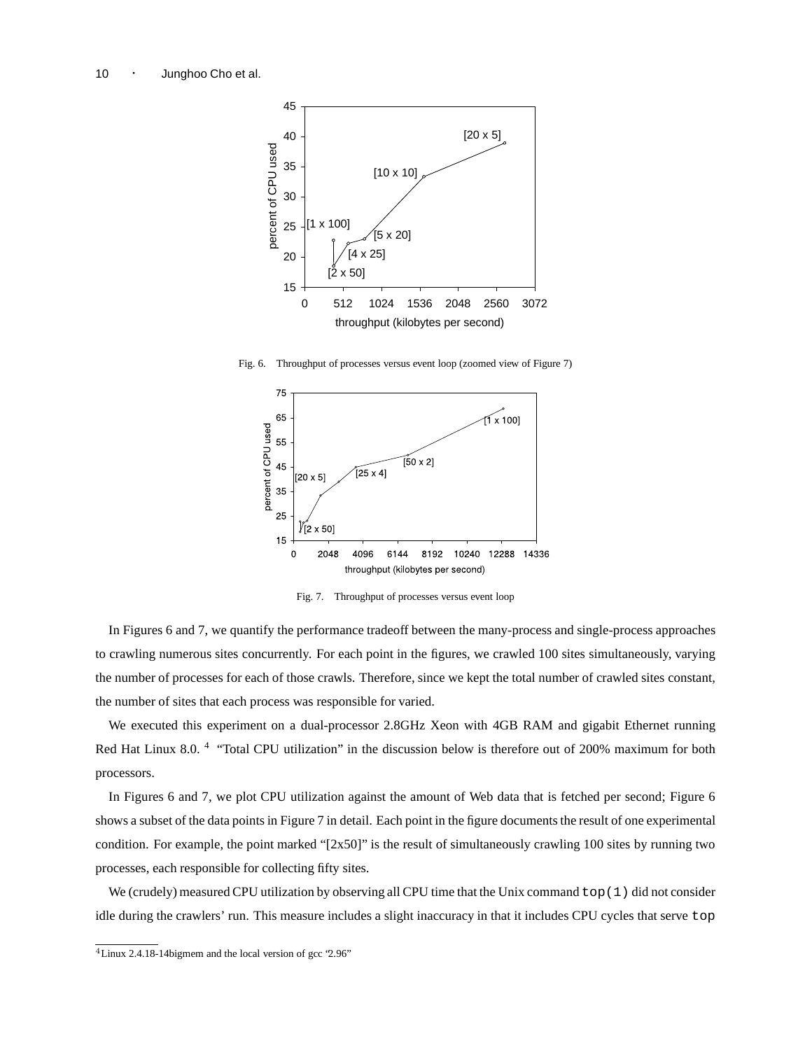Fig. 6. Throughput of processes versus event loop (zoomed view of Figure 7)

Fig. 7. Throughput of processes versus event loop

In Figures 6 and 7, we quantify the performance tradeoff between the many-process and single-process approaches to crawling numerous sites concurrently. For each point in the figures, we crawled 100 sites simultaneously, varying the number of processes for each of those crawls. Therefore, since we kept the total number of crawled sites constant, the number of sites that each process was responsible for varied.

We executed this experiment on a dual-processor 2.8GHz Xeon with 4GB RAM and gigabit Ethernet running Red Hat Linux 8.0. [4] "Total CPU utilization" in the discussion below is therefore out of 200% maximum for both processors.

In Figures 6 and 7, we plot CPU utilization against the amount of Web data that is fetched per second; Figure 6 shows a subset of the data points in Figure 7 in detail. Each point in the figure documents the result of one experimental condition. For example, the point marked "[2x50]" is the result of simultaneously crawling 100 sites by running two processes, each responsible for collecting fifty sites.

We (crudely) measured CPU utilization by observing all CPU time that the Unix command `top(1)` did not consider idle during the crawlers' run. This measure includes a slight inaccuracy in that it includes CPU cycles that serve `top`

[4] Linux 2.4.18-14bigmem and the local version of gcc "2.96"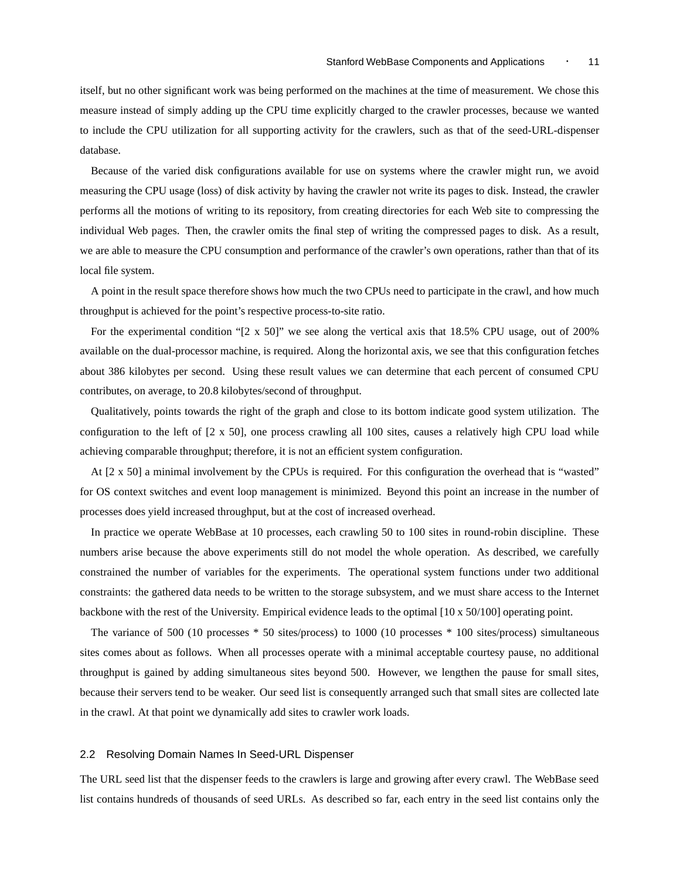itself, but no other significant work was being performed on the machines at the time of measurement. We chose this measure instead of simply adding up the CPU time explicitly charged to the crawler processes, because we wanted to include the CPU utilization for all supporting activity for the crawlers, such as that of the seed-URL-dispenser database.

Because of the varied disk configurations available for use on systems where the crawler might run, we avoid measuring the CPU usage (loss) of disk activity by having the crawler not write its pages to disk. Instead, the crawler performs all the motions of writing to its repository, from creating directories for each Web site to compressing the individual Web pages. Then, the crawler omits the final step of writing the compressed pages to disk. As a result, we are able to measure the CPU consumption and performance of the crawler's own operations, rather than that of its local file system.

A point in the result space therefore shows how much the two CPUs need to participate in the crawl, and how much throughput is achieved for the point's respective process-to-site ratio.

For the experimental condition "[2 x 50]" we see along the vertical axis that 18.5% CPU usage, out of 200% available on the dual-processor machine, is required. Along the horizontal axis, we see that this configuration fetches about 386 kilobytes per second. Using these result values we can determine that each percent of consumed CPU contributes, on average, to 20.8 kilobytes/second of throughput.

Qualitatively, points towards the right of the graph and close to its bottom indicate good system utilization. The configuration to the left of [2 x 50], one process crawling all 100 sites, causes a relatively high CPU load while achieving comparable throughput; therefore, it is not an efficient system configuration.

At [2 x 50] a minimal involvement by the CPUs is required. For this configuration the overhead that is "wasted" for OS context switches and event loop management is minimized. Beyond this point an increase in the number of processes does yield increased throughput, but at the cost of increased overhead.

In practice we operate WebBase at 10 processes, each crawling 50 to 100 sites in round-robin discipline. These numbers arise because the above experiments still do not model the whole operation. As described, we carefully constrained the number of variables for the experiments. The operational system functions under two additional constraints: the gathered data needs to be written to the storage subsystem, and we must share access to the Internet backbone with the rest of the University. Empirical evidence leads to the optimal [10 x 50/100] operating point.

The variance of 500 (10 processes * 50 sites/process) to 1000 (10 processes * 100 sites/process) simultaneous sites comes about as follows. When all processes operate with a minimal acceptable courtesy pause, no additional throughput is gained by adding simultaneous sites beyond 500. However, we lengthen the pause for small sites, because their servers tend to be weaker. Our seed list is consequently arranged such that small sites are collected late in the crawl. At that point we dynamically add sites to crawler work loads.

### 2.2 Resolving Domain Names In Seed-URL Dispenser

The URL seed list that the dispenser feeds to the crawlers is large and growing after every crawl. The WebBase seed list contains hundreds of thousands of seed URLs. As described so far, each entry in the seed list contains only the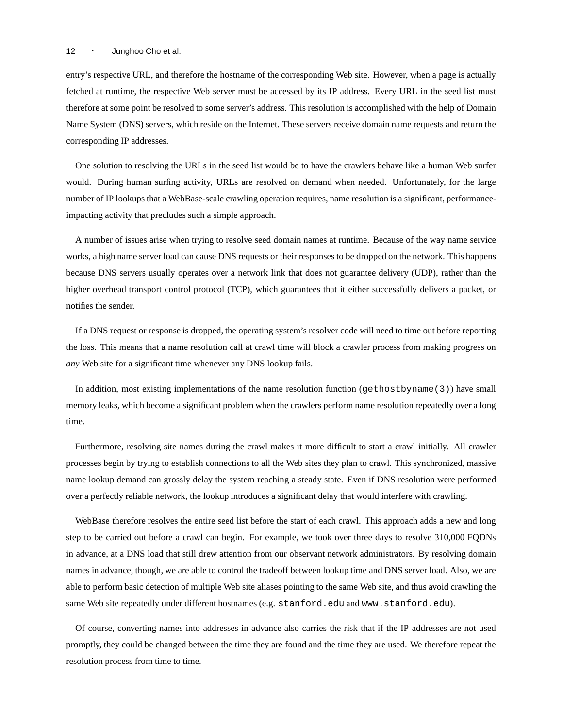entry's respective URL, and therefore the hostname of the corresponding Web site. However, when a page is actually fetched at runtime, the respective Web server must be accessed by its IP address. Every URL in the seed list must therefore at some point be resolved to some server's address. This resolution is accomplished with the help of Domain Name System (DNS) servers, which reside on the Internet. These servers receive domain name requests and return the corresponding IP addresses.

One solution to resolving the URLs in the seed list would be to have the crawlers behave like a human Web surfer would. During human surfing activity, URLs are resolved on demand when needed. Unfortunately, for the large number of IP lookups that a WebBase-scale crawling operation requires, name resolution is a significant, performance-impacting activity that precludes such a simple approach.

A number of issues arise when trying to resolve seed domain names at runtime. Because of the way name service works, a high name server load can cause DNS requests or their responses to be dropped on the network. This happens because DNS servers usually operates over a network link that does not guarantee delivery (UDP), rather than the higher overhead transport control protocol (TCP), which guarantees that it either successfully delivers a packet, or notifies the sender.

If a DNS request or response is dropped, the operating system's resolver code will need to time out before reporting the loss. This means that a name resolution call at crawl time will block a crawler process from making progress on *any* Web site for a significant time whenever any DNS lookup fails.

In addition, most existing implementations of the name resolution function (`gethostbyname(3)`) have small memory leaks, which become a significant problem when the crawlers perform name resolution repeatedly over a long time.

Furthermore, resolving site names during the crawl makes it more difficult to start a crawl initially. All crawler processes begin by trying to establish connections to all the Web sites they plan to crawl. This synchronized, massive name lookup demand can grossly delay the system reaching a steady state. Even if DNS resolution were performed over a perfectly reliable network, the lookup introduces a significant delay that would interfere with crawling.

WebBase therefore resolves the entire seed list before the start of each crawl. This approach adds a new and long step to be carried out before a crawl can begin. For example, we took over three days to resolve 310,000 FQDNs in advance, at a DNS load that still drew attention from our observant network administrators. By resolving domain names in advance, though, we are able to control the tradeoff between lookup time and DNS server load. Also, we are able to perform basic detection of multiple Web site aliases pointing to the same Web site, and thus avoid crawling the same Web site repeatedly under different hostnames (e.g. `stanford.edu` and `www.stanford.edu`).

Of course, converting names into addresses in advance also carries the risk that if the IP addresses are not used promptly, they could be changed between the time they are found and the time they are used. We therefore repeat the resolution process from time to time.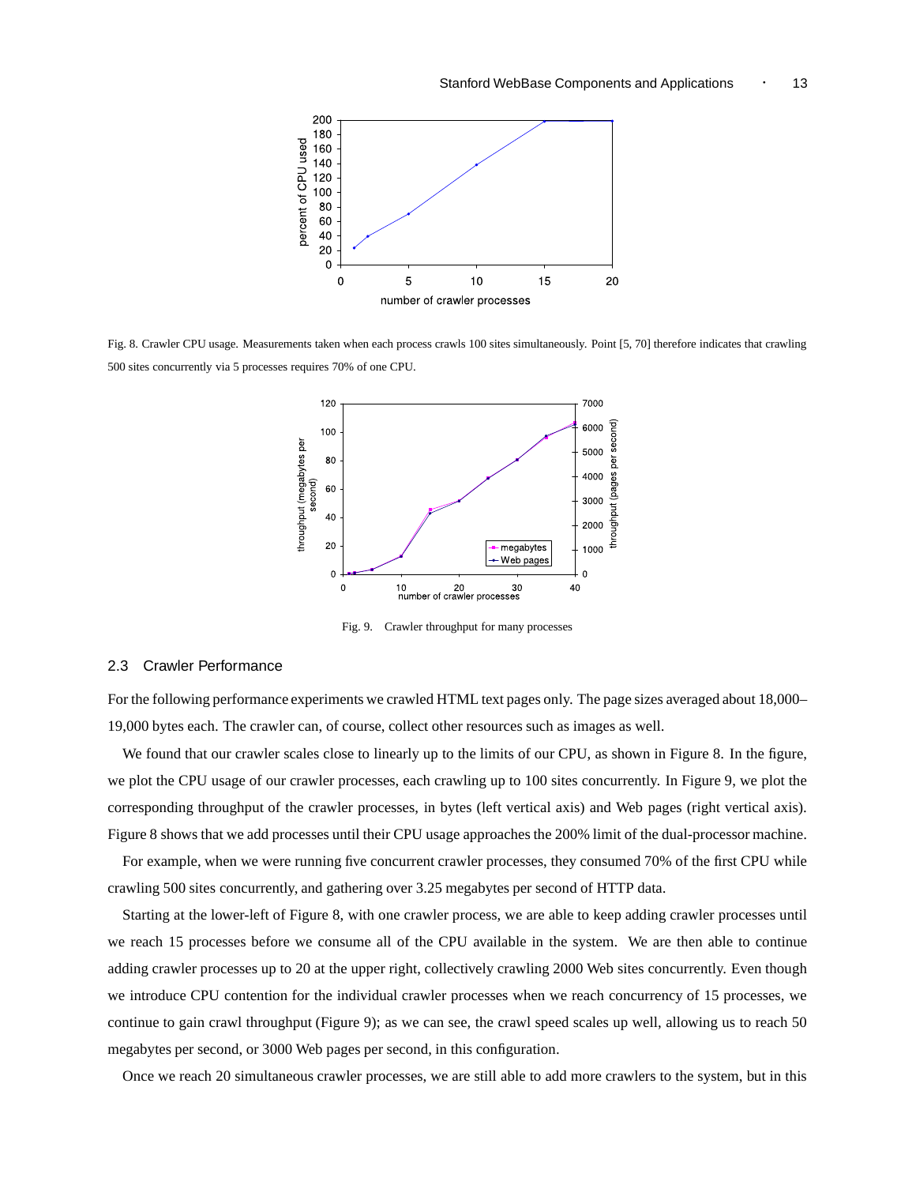Fig. 8. Crawler CPU usage. Measurements taken when each process crawls 100 sites simultaneously. Point [5, 70] therefore indicates that crawling 500 sites concurrently via 5 processes requires 70% of one CPU.

Fig. 9. Crawler throughput for many processes

### 2.3 Crawler Performance

For the following performance experiments we crawled HTML text pages only. The page sizes averaged about 18,000–19,000 bytes each. The crawler can, of course, collect other resources such as images as well.

We found that our crawler scales close to linearly up to the limits of our CPU, as shown in Figure 8. In the figure, we plot the CPU usage of our crawler processes, each crawling up to 100 sites concurrently. In Figure 9, we plot the corresponding throughput of the crawler processes, in bytes (left vertical axis) and Web pages (right vertical axis). Figure 8 shows that we add processes until their CPU usage approaches the 200% limit of the dual-processor machine.

For example, when we were running five concurrent crawler processes, they consumed 70% of the first CPU while crawling 500 sites concurrently, and gathering over 3.25 megabytes per second of HTTP data.

Starting at the lower-left of Figure 8, with one crawler process, we are able to keep adding crawler processes until we reach 15 processes before we consume all of the CPU available in the system. We are then able to continue adding crawler processes up to 20 at the upper right, collectively crawling 2000 Web sites concurrently. Even though we introduce CPU contention for the individual crawler processes when we reach concurrency of 15 processes, we continue to gain crawl throughput (Figure 9); as we can see, the crawl speed scales up well, allowing us to reach 50 megabytes per second, or 3000 Web pages per second, in this configuration.

Once we reach 20 simultaneous crawler processes, we are still able to add more crawlers to the system, but in this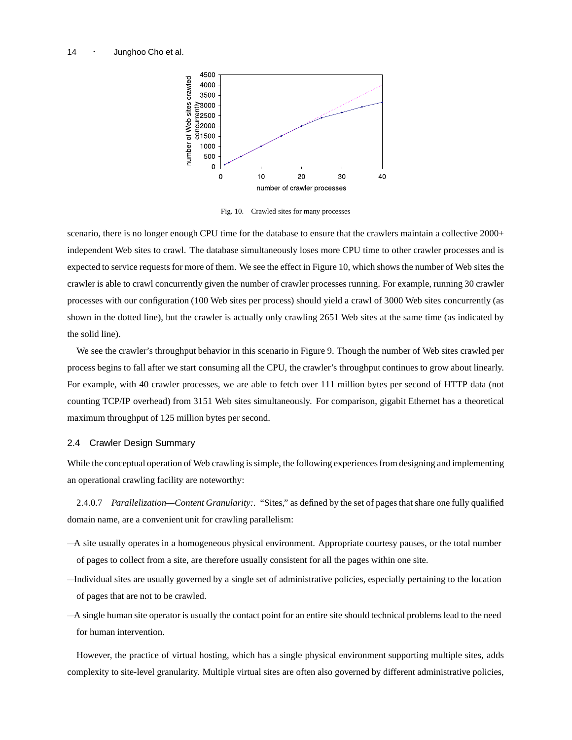Fig. 10. Crawled sites for many processes

scenario, there is no longer enough CPU time for the database to ensure that the crawlers maintain a collective 2000+ independent Web sites to crawl. The database simultaneously loses more CPU time to other crawler processes and is expected to service requests for more of them. We see the effect in Figure 10, which shows the number of Web sites the crawler is able to crawl concurrently given the number of crawler processes running. For example, running 30 crawler processes with our configuration (100 Web sites per process) should yield a crawl of 3000 Web sites concurrently (as shown in the dotted line), but the crawler is actually only crawling 2651 Web sites at the same time (as indicated by the solid line).

We see the crawler's throughput behavior in this scenario in Figure 9. Though the number of Web sites crawled per process begins to fall after we start consuming all the CPU, the crawler's throughput continues to grow about linearly. For example, with 40 crawler processes, we are able to fetch over 111 million bytes per second of HTTP data (not counting TCP/IP overhead) from 3151 Web sites simultaneously. For comparison, gigabit Ethernet has a theoretical maximum throughput of 125 million bytes per second.

## 2.4 Crawler Design Summary

While the conceptual operation of Web crawling is simple, the following experiences from designing and implementing an operational crawling facility are noteworthy:

2.4.0.7 *Parallelization—Content Granularity:*. "Sites," as defined by the set of pages that share one fully qualified domain name, are a convenient unit for crawling parallelism:

—A site usually operates in a homogeneous physical environment. Appropriate courtesy pauses, or the total number of pages to collect from a site, are therefore usually consistent for all the pages within one site.

—Individual sites are usually governed by a single set of administrative policies, especially pertaining to the location of pages that are not to be crawled.

—A single human site operator is usually the contact point for an entire site should technical problems lead to the need for human intervention.

However, the practice of virtual hosting, which has a single physical environment supporting multiple sites, adds complexity to site-level granularity. Multiple virtual sites are often also governed by different administrative policies,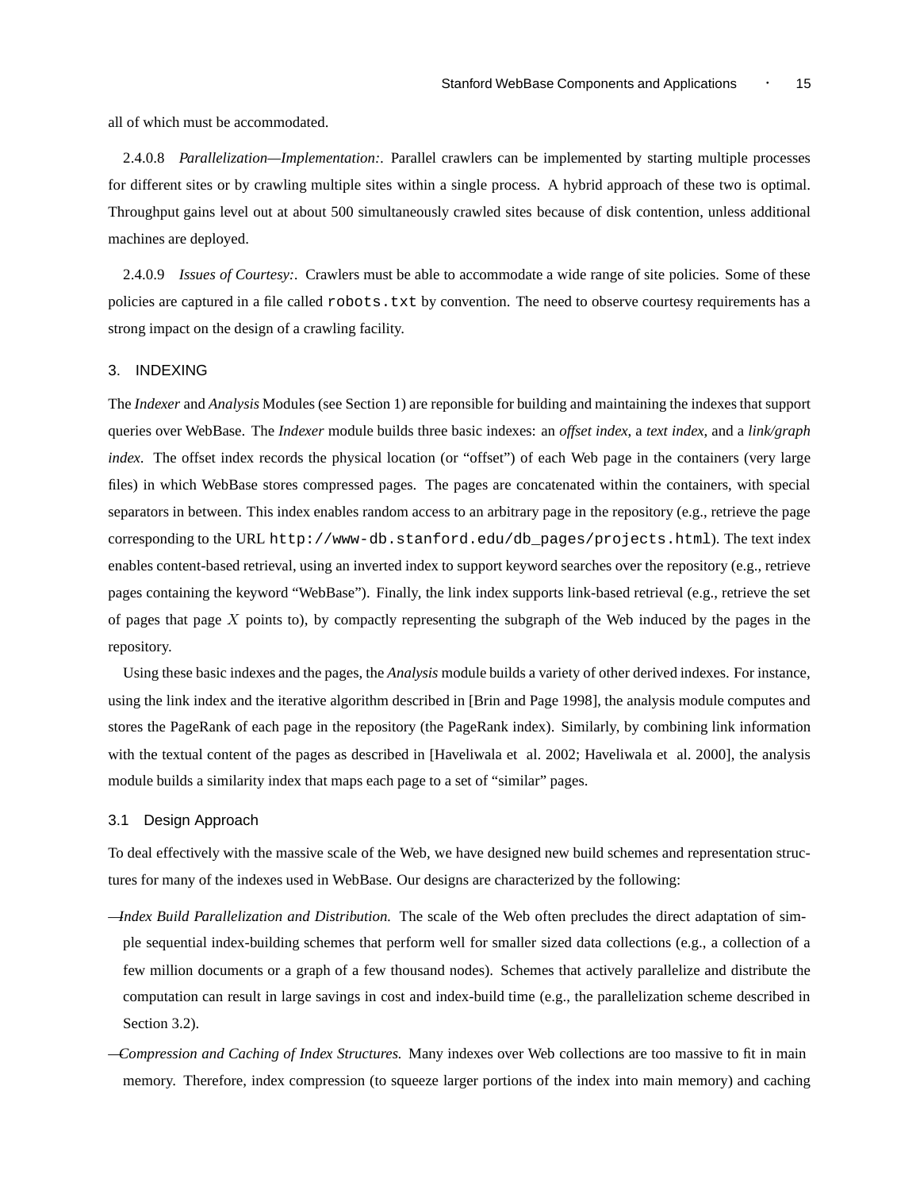all of which must be accommodated.

2.4.0.8 *Parallelization—Implementation:*. Parallel crawlers can be implemented by starting multiple processes for different sites or by crawling multiple sites within a single process. A hybrid approach of these two is optimal. Throughput gains level out at about 500 simultaneously crawled sites because of disk contention, unless additional machines are deployed.

2.4.0.9 *Issues of Courtesy:*. Crawlers must be able to accommodate a wide range of site policies. Some of these policies are captured in a file called `robots.txt` by convention. The need to observe courtesy requirements has a strong impact on the design of a crawling facility.

## 3. INDEXING

The *Indexer* and *Analysis* Modules (see Section 1) are reponsible for building and maintaining the indexes that support queries over WebBase. The *Indexer* module builds three basic indexes: an *offset index*, a *text index*, and a *link/graph index*. The offset index records the physical location (or "offset") of each Web page in the containers (very large files) in which WebBase stores compressed pages. The pages are concatenated within the containers, with special separators in between. This index enables random access to an arbitrary page in the repository (e.g., retrieve the page corresponding to the URL `http://www-db.stanford.edu/db_pages/projects.html`). The text index enables content-based retrieval, using an inverted index to support keyword searches over the repository (e.g., retrieve pages containing the keyword "WebBase"). Finally, the link index supports link-based retrieval (e.g., retrieve the set of pages that page $X$ points to), by compactly representing the subgraph of the Web induced by the pages in the repository.

Using these basic indexes and the pages, the *Analysis* module builds a variety of other derived indexes. For instance, using the link index and the iterative algorithm described in [Brin and Page 1998], the analysis module computes and stores the PageRank of each page in the repository (the PageRank index). Similarly, by combining link information with the textual content of the pages as described in [Haveliwala et al. 2002; Haveliwala et al. 2000], the analysis module builds a similarity index that maps each page to a set of "similar" pages.

### 3.1 Design Approach

To deal effectively with the massive scale of the Web, we have designed new build schemes and representation structures for many of the indexes used in WebBase. Our designs are characterized by the following:

— *Index Build Parallelization and Distribution.* The scale of the Web often precludes the direct adaptation of simple sequential index-building schemes that perform well for smaller sized data collections (e.g., a collection of a few million documents or a graph of a few thousand nodes). Schemes that actively parallelize and distribute the computation can result in large savings in cost and index-build time (e.g., the parallelization scheme described in Section 3.2).

— *Compression and Caching of Index Structures.* Many indexes over Web collections are too massive to fit in main memory. Therefore, index compression (to squeeze larger portions of the index into main memory) and caching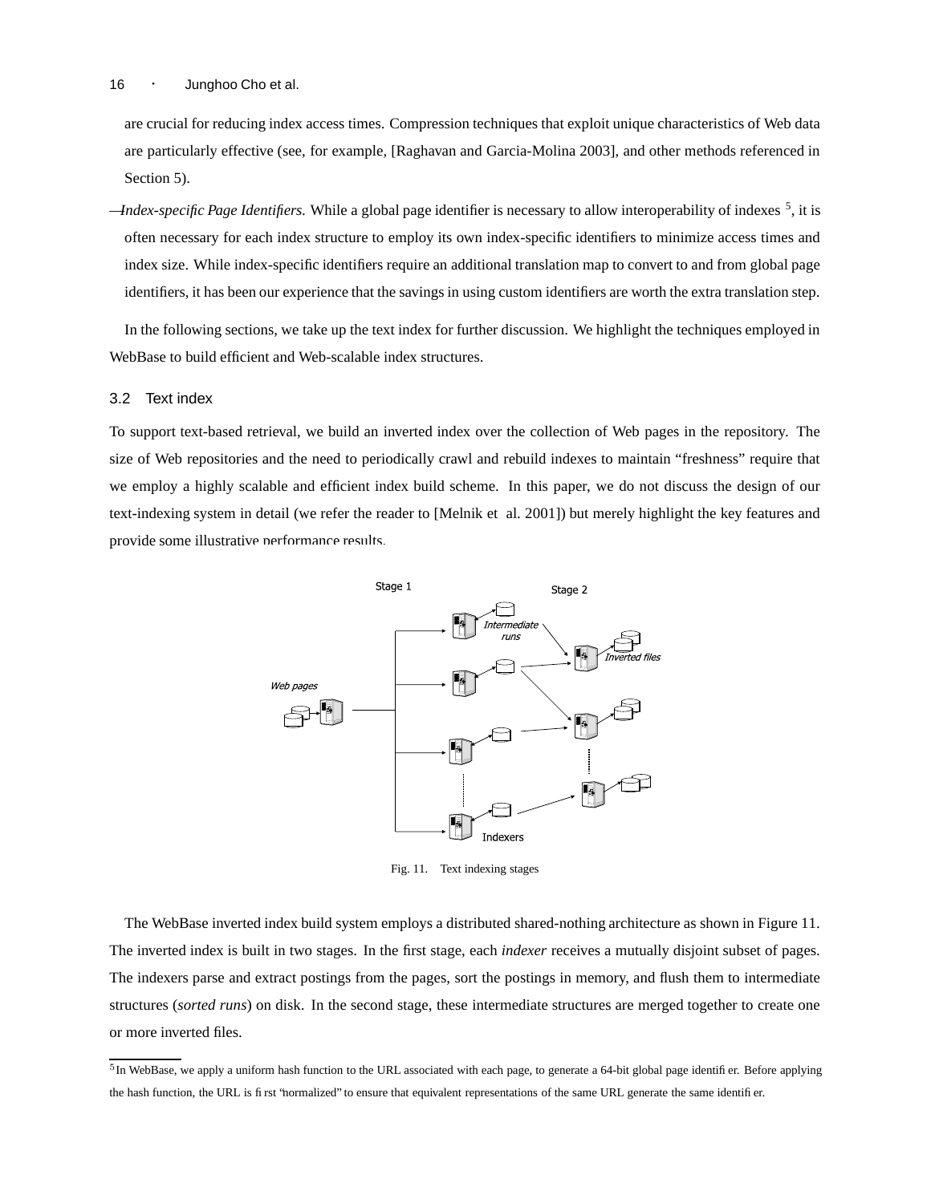are crucial for reducing index access times. Compression techniques that exploit unique characteristics of Web data are particularly effective (see, for example, [Raghavan and Garcia-Molina 2003], and other methods referenced in Section 5).

—*Index-specific Page Identifiers.* While a global page identifier is necessary to allow interoperability of indexes [5], it is often necessary for each index structure to employ its own index-specific identifiers to minimize access times and index size. While index-specific identifiers require an additional translation map to convert to and from global page identifiers, it has been our experience that the savings in using custom identifiers are worth the extra translation step.

In the following sections, we take up the text index for further discussion. We highlight the techniques employed in WebBase to build efficient and Web-scalable index structures.

### 3.2 Text index

To support text-based retrieval, we build an inverted index over the collection of Web pages in the repository. The size of Web repositories and the need to periodically crawl and rebuild indexes to maintain "freshness" require that we employ a highly scalable and efficient index build scheme. In this paper, we do not discuss the design of our text-indexing system in detail (we refer the reader to [Melnik et al. 2001]) but merely highlight the key features and provide some illustrative performance results.

Fig. 11. Text indexing stages

The WebBase inverted index build system employs a distributed shared-nothing architecture as shown in Figure 11. The inverted index is built in two stages. In the first stage, each *indexer* receives a mutually disjoint subset of pages. The indexers parse and extract postings from the pages, sort the postings in memory, and flush them to intermediate structures (*sorted runs*) on disk. In the second stage, these intermediate structures are merged together to create one or more inverted files.

[5] In WebBase, we apply a uniform hash function to the URL associated with each page, to generate a 64-bit global page identifier. Before applying the hash function, the URL is first "normalized" to ensure that equivalent representations of the same URL generate the same identifier.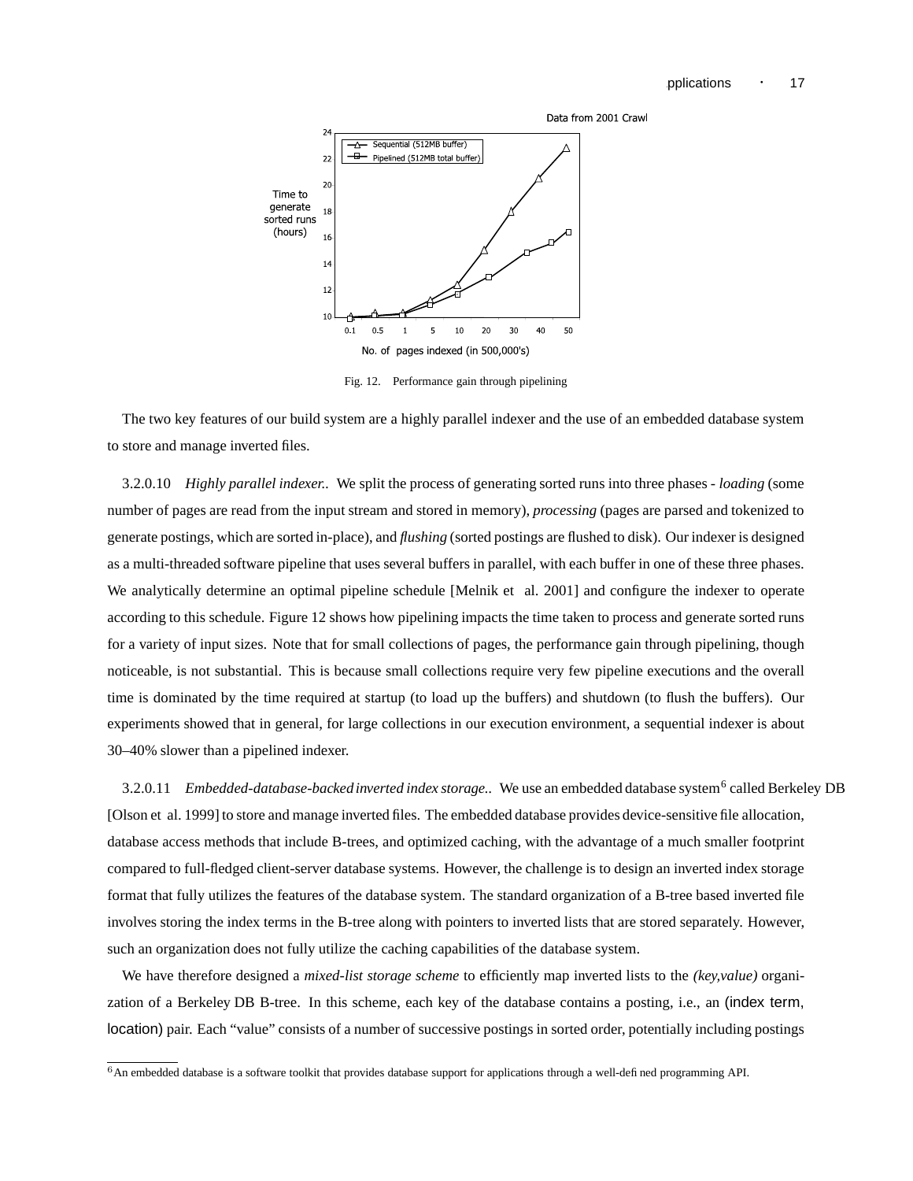Fig. 12. Performance gain through pipelining

The two key features of our build system are a highly parallel indexer and the use of an embedded database system to store and manage inverted files.

3.2.0.10 *Highly parallel indexer..* We split the process of generating sorted runs into three phases - *loading* (some number of pages are read from the input stream and stored in memory), *processing* (pages are parsed and tokenized to generate postings, which are sorted in-place), and *flushing* (sorted postings are flushed to disk). Our indexer is designed as a multi-threaded software pipeline that uses several buffers in parallel, with each buffer in one of these three phases. We analytically determine an optimal pipeline schedule [Melnik et al. 2001] and configure the indexer to operate according to this schedule. Figure 12 shows how pipelining impacts the time taken to process and generate sorted runs for a variety of input sizes. Note that for small collections of pages, the performance gain through pipelining, though noticeable, is not substantial. This is because small collections require very few pipeline executions and the overall time is dominated by the time required at startup (to load up the buffers) and shutdown (to flush the buffers). Our experiments showed that in general, for large collections in our execution environment, a sequential indexer is about 30–40% slower than a pipelined indexer.

3.2.0.11 *Embedded-database-backed inverted index storage..* We use an embedded database system[6] called Berkeley DB [Olson et al. 1999] to store and manage inverted files. The embedded database provides device-sensitive file allocation, database access methods that include B-trees, and optimized caching, with the advantage of a much smaller footprint compared to full-fledged client-server database systems. However, the challenge is to design an inverted index storage format that fully utilizes the features of the database system. The standard organization of a B-tree based inverted file involves storing the index terms in the B-tree along with pointers to inverted lists that are stored separately. However, such an organization does not fully utilize the caching capabilities of the database system.

We have therefore designed a *mixed-list storage scheme* to efficiently map inverted lists to the *(key,value)* organization of a Berkeley DB B-tree. In this scheme, each key of the database contains a posting, i.e., an (index term, location) pair. Each "value" consists of a number of successive postings in sorted order, potentially including postings

[6] An embedded database is a software toolkit that provides database support for applications through a well-defined programming API.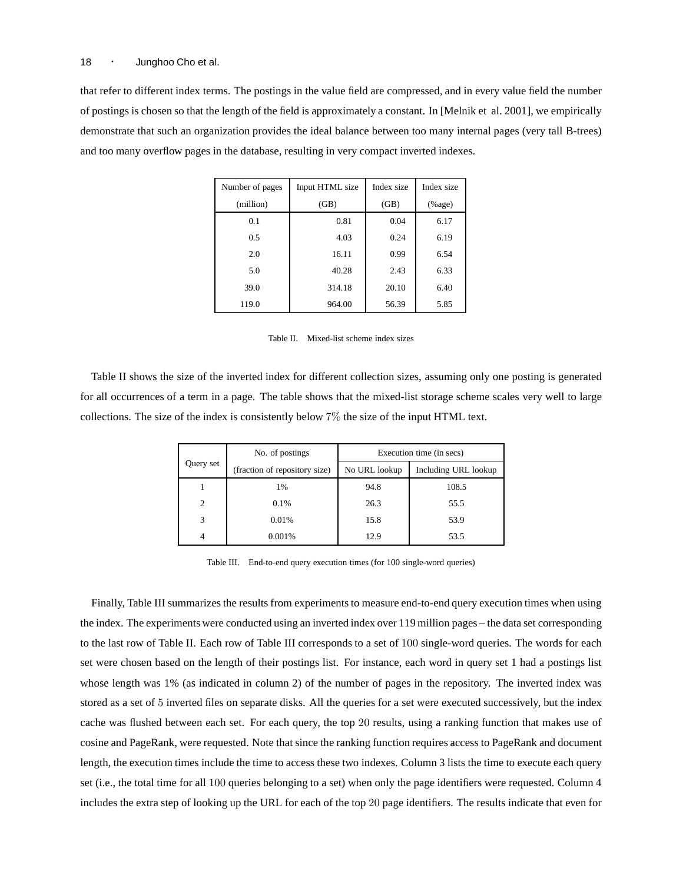that refer to different index terms. The postings in the value field are compressed, and in every value field the number of postings is chosen so that the length of the field is approximately a constant. In [Melnik et al. 2001], we empirically demonstrate that such an organization provides the ideal balance between too many internal pages (very tall B-trees) and too many overflow pages in the database, resulting in very compact inverted indexes.

| Number of pages (million) | Input HTML size (GB) | Index size (GB) | Index size (%age) |
|---|---|---|---|
| 0.1 | 0.81 | 0.04 | 6.17 |
| 0.5 | 4.03 | 0.24 | 6.19 |
| 2.0 | 16.11 | 0.99 | 6.54 |
| 5.0 | 40.28 | 2.43 | 6.33 |
| 39.0 | 314.18 | 20.10 | 6.40 |
| 119.0 | 964.00 | 56.39 | 5.85 |

Table II. Mixed-list scheme index sizes

Table II shows the size of the inverted index for different collection sizes, assuming only one posting is generated for all occurrences of a term in a page. The table shows that the mixed-list storage scheme scales very well to large collections. The size of the index is consistently below $7\%$ the size of the input HTML text.

| Query set | No. of postings (fraction of repository size) | Execution time (in secs) | |
|---|---|---|---|
| | | No URL lookup | Including URL lookup |
| 1 | 1% | 94.8 | 108.5 |
| 2 | 0.1% | 26.3 | 55.5 |
| 3 | 0.01% | 15.8 | 53.9 |
| 4 | 0.001% | 12.9 | 53.5 |

Table III. End-to-end query execution times (for 100 single-word queries)

Finally, Table III summarizes the results from experiments to measure end-to-end query execution times when using the index. The experiments were conducted using an inverted index over 119 million pages – the data set corresponding to the last row of Table II. Each row of Table III corresponds to a set of $100$ single-word queries. The words for each set were chosen based on the length of their postings list. For instance, each word in query set 1 had a postings list whose length was 1% (as indicated in column 2) of the number of pages in the repository. The inverted index was stored as a set of $5$ inverted files on separate disks. All the queries for a set were executed successively, but the index cache was flushed between each set. For each query, the top $20$ results, using a ranking function that makes use of cosine and PageRank, were requested. Note that since the ranking function requires access to PageRank and document length, the execution times include the time to access these two indexes. Column 3 lists the time to execute each query set (i.e., the total time for all $100$ queries belonging to a set) when only the page identifiers were requested. Column 4 includes the extra step of looking up the URL for each of the top $20$ page identifiers. The results indicate that even for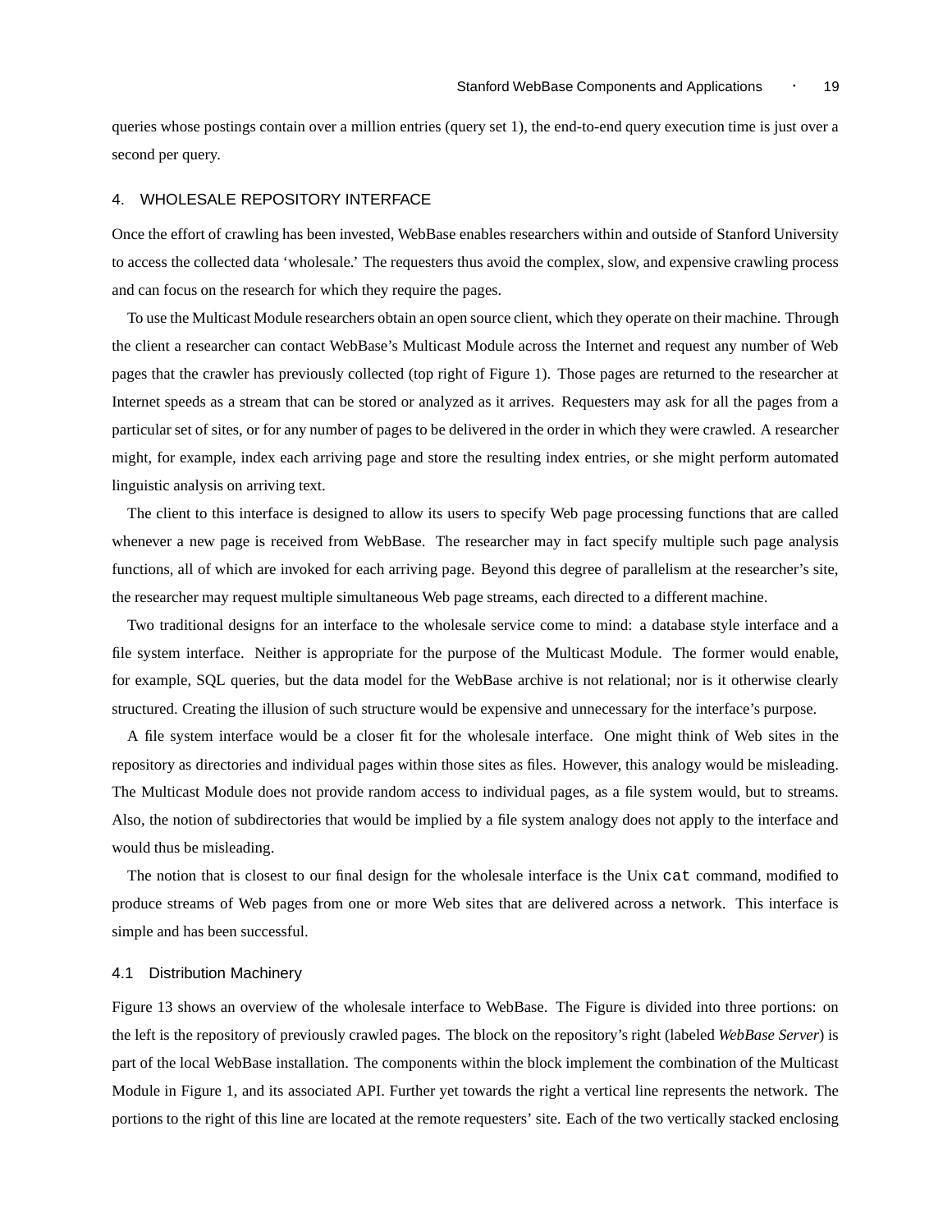queries whose postings contain over a million entries (query set 1), the end-to-end query execution time is just over a second per query.

## 4. WHOLESALE REPOSITORY INTERFACE

Once the effort of crawling has been invested, WebBase enables researchers within and outside of Stanford University to access the collected data ‘wholesale.’ The requesters thus avoid the complex, slow, and expensive crawling process and can focus on the research for which they require the pages.

To use the Multicast Module researchers obtain an open source client, which they operate on their machine. Through the client a researcher can contact WebBase’s Multicast Module across the Internet and request any number of Web pages that the crawler has previously collected (top right of Figure 1). Those pages are returned to the researcher at Internet speeds as a stream that can be stored or analyzed as it arrives. Requesters may ask for all the pages from a particular set of sites, or for any number of pages to be delivered in the order in which they were crawled. A researcher might, for example, index each arriving page and store the resulting index entries, or she might perform automated linguistic analysis on arriving text.

The client to this interface is designed to allow its users to specify Web page processing functions that are called whenever a new page is received from WebBase. The researcher may in fact specify multiple such page analysis functions, all of which are invoked for each arriving page. Beyond this degree of parallelism at the researcher’s site, the researcher may request multiple simultaneous Web page streams, each directed to a different machine.

Two traditional designs for an interface to the wholesale service come to mind: a database style interface and a file system interface. Neither is appropriate for the purpose of the Multicast Module. The former would enable, for example, SQL queries, but the data model for the WebBase archive is not relational; nor is it otherwise clearly structured. Creating the illusion of such structure would be expensive and unnecessary for the interface’s purpose.

A file system interface would be a closer fit for the wholesale interface. One might think of Web sites in the repository as directories and individual pages within those sites as files. However, this analogy would be misleading. The Multicast Module does not provide random access to individual pages, as a file system would, but to streams. Also, the notion of subdirectories that would be implied by a file system analogy does not apply to the interface and would thus be misleading.

The notion that is closest to our final design for the wholesale interface is the Unix `cat` command, modified to produce streams of Web pages from one or more Web sites that are delivered across a network. This interface is simple and has been successful.

### 4.1 Distribution Machinery

Figure 13 shows an overview of the wholesale interface to WebBase. The Figure is divided into three portions: on the left is the repository of previously crawled pages. The block on the repository’s right (labeled *WebBase Server*) is part of the local WebBase installation. The components within the block implement the combination of the Multicast Module in Figure 1, and its associated API. Further yet towards the right a vertical line represents the network. The portions to the right of this line are located at the remote requesters’ site. Each of the two vertically stacked enclosing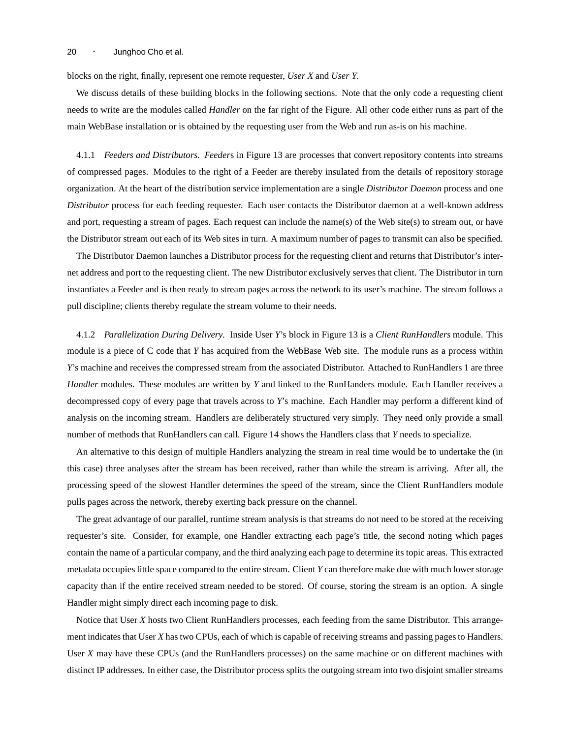blocks on the right, finally, represent one remote requester, *User X* and *User Y*.

We discuss details of these building blocks in the following sections. Note that the only code a requesting client needs to write are the modules called *Handler* on the far right of the Figure. All other code either runs as part of the main WebBase installation or is obtained by the requesting user from the Web and run as-is on his machine.

4.1.1 *Feeders and Distributors.* *Feeder*s in Figure 13 are processes that convert repository contents into streams of compressed pages. Modules to the right of a Feeder are thereby insulated from the details of repository storage organization. At the heart of the distribution service implementation are a single *Distributor Daemon* process and one *Distributor* process for each feeding requester. Each user contacts the Distributor daemon at a well-known address and port, requesting a stream of pages. Each request can include the name(s) of the Web site(s) to stream out, or have the Distributor stream out each of its Web sites in turn. A maximum number of pages to transmit can also be specified.

The Distributor Daemon launches a Distributor process for the requesting client and returns that Distributor's internet address and port to the requesting client. The new Distributor exclusively serves that client. The Distributor in turn instantiates a Feeder and is then ready to stream pages across the network to its user's machine. The stream follows a pull discipline; clients thereby regulate the stream volume to their needs.

4.1.2 *Parallelization During Delivery.* Inside User *Y*'s block in Figure 13 is a *Client RunHandlers* module. This module is a piece of C code that *Y* has acquired from the WebBase Web site. The module runs as a process within *Y*'s machine and receives the compressed stream from the associated Distributor. Attached to RunHandlers 1 are three *Handler* modules. These modules are written by *Y* and linked to the RunHanders module. Each Handler receives a decompressed copy of every page that travels across to *Y*'s machine. Each Handler may perform a different kind of analysis on the incoming stream. Handlers are deliberately structured very simply. They need only provide a small number of methods that RunHandlers can call. Figure 14 shows the Handlers class that *Y* needs to specialize.

An alternative to this design of multiple Handlers analyzing the stream in real time would be to undertake the (in this case) three analyses after the stream has been received, rather than while the stream is arriving. After all, the processing speed of the slowest Handler determines the speed of the stream, since the Client RunHandlers module pulls pages across the network, thereby exerting back pressure on the channel.

The great advantage of our parallel, runtime stream analysis is that streams do not need to be stored at the receiving requester's site. Consider, for example, one Handler extracting each page's title, the second noting which pages contain the name of a particular company, and the third analyzing each page to determine its topic areas. This extracted metadata occupies little space compared to the entire stream. Client *Y* can therefore make due with much lower storage capacity than if the entire received stream needed to be stored. Of course, storing the stream is an option. A single Handler might simply direct each incoming page to disk.

Notice that User *X* hosts two Client RunHandlers processes, each feeding from the same Distributor. This arrangement indicates that User *X* has two CPUs, each of which is capable of receiving streams and passing pages to Handlers. User *X* may have these CPUs (and the RunHandlers processes) on the same machine or on different machines with distinct IP addresses. In either case, the Distributor process splits the outgoing stream into two disjoint smaller streams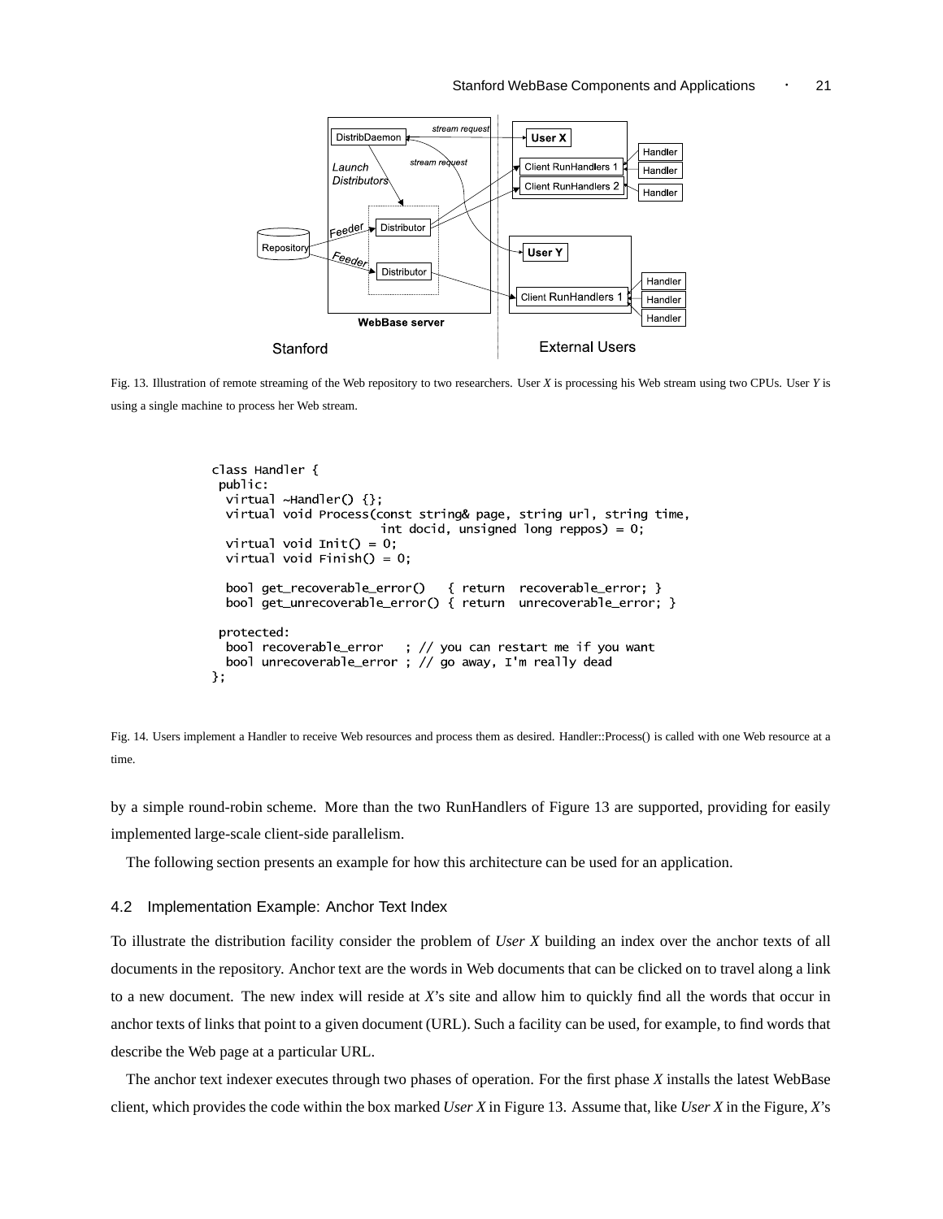Fig. 13. Illustration of remote streaming of the Web repository to two researchers. User *X* is processing his Web stream using two CPUs. User *Y* is using a single machine to process her Web stream.

```
class Handler {
 public:
  virtual ~Handler() {};
  virtual void Process(const string& page, string url, string time,
                       int docid, unsigned long reppos) = 0;
  virtual void Init() = 0;
  virtual void Finish() = 0;

  bool get_recoverable_error()   { return  recoverable_error; }
  bool get_unrecoverable_error() { return  unrecoverable_error; }

 protected:
  bool recoverable_error   ; // you can restart me if you want
  bool unrecoverable_error ; // go away, I'm really dead
};
```

Fig. 14. Users implement a Handler to receive Web resources and process them as desired. Handler::Process() is called with one Web resource at a time.

by a simple round-robin scheme. More than the two RunHandlers of Figure 13 are supported, providing for easily implemented large-scale client-side parallelism.

The following section presents an example for how this architecture can be used for an application.

### 4.2 Implementation Example: Anchor Text Index

To illustrate the distribution facility consider the problem of *User X* building an index over the anchor texts of all documents in the repository. Anchor text are the words in Web documents that can be clicked on to travel along a link to a new document. The new index will reside at *X*'s site and allow him to quickly find all the words that occur in anchor texts of links that point to a given document (URL). Such a facility can be used, for example, to find words that describe the Web page at a particular URL.

The anchor text indexer executes through two phases of operation. For the first phase *X* installs the latest WebBase client, which provides the code within the box marked *User X* in Figure 13. Assume that, like *User X* in the Figure, *X*'s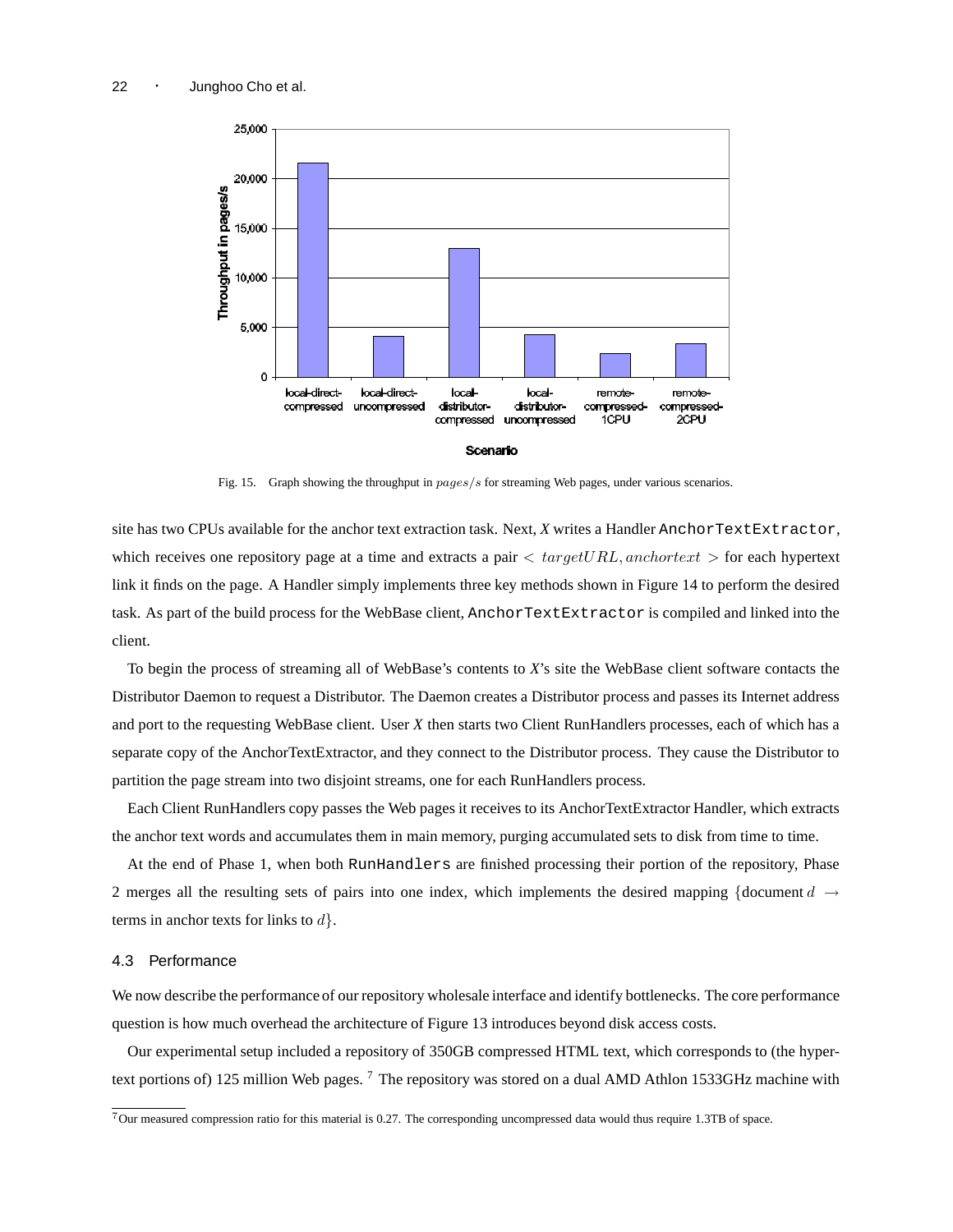Fig. 15. Graph showing the throughput in $pages/s$ for streaming Web pages, under various scenarios.

site has two CPUs available for the anchor text extraction task. Next, *X* writes a Handler `AnchorTextExtractor`, which receives one repository page at a time and extracts a pair $< targetURL, anchortext >$ for each hypertext link it finds on the page. A Handler simply implements three key methods shown in Figure 14 to perform the desired task. As part of the build process for the WebBase client, `AnchorTextExtractor` is compiled and linked into the client.

To begin the process of streaming all of WebBase's contents to *X*'s site the WebBase client software contacts the Distributor Daemon to request a Distributor. The Daemon creates a Distributor process and passes its Internet address and port to the requesting WebBase client. User *X* then starts two Client RunHandlers processes, each of which has a separate copy of the AnchorTextExtractor, and they connect to the Distributor process. They cause the Distributor to partition the page stream into two disjoint streams, one for each RunHandlers process.

Each Client RunHandlers copy passes the Web pages it receives to its AnchorTextExtractor Handler, which extracts the anchor text words and accumulates them in main memory, purging accumulated sets to disk from time to time.

At the end of Phase 1, when both `RunHandlers` are finished processing their portion of the repository, Phase 2 merges all the resulting sets of pairs into one index, which implements the desired mapping $\{$document $d \rightarrow$ terms in anchor texts for links to $d\}$.

### 4.3 Performance

We now describe the performance of our repository wholesale interface and identify bottlenecks. The core performance question is how much overhead the architecture of Figure 13 introduces beyond disk access costs.

Our experimental setup included a repository of 350GB compressed HTML text, which corresponds to (the hypertext portions of) 125 million Web pages. [7] The repository was stored on a dual AMD Athlon 1533GHz machine with

[7] Our measured compression ratio for this material is 0.27. The corresponding uncompressed data would thus require 1.3TB of space.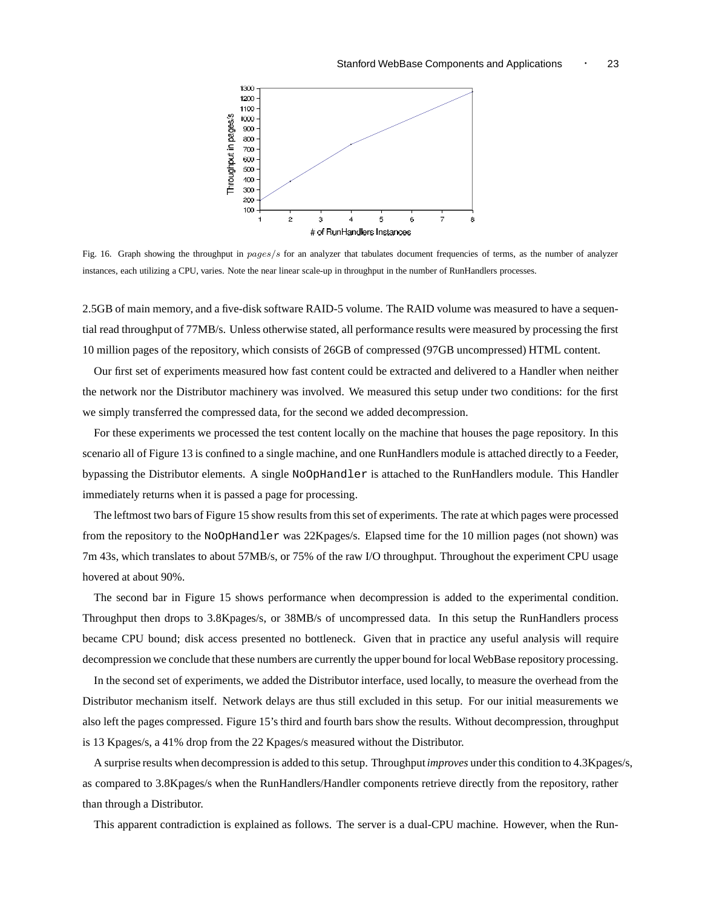Fig. 16. Graph showing the throughput in $pages/s$ for an analyzer that tabulates document frequencies of terms, as the number of analyzer instances, each utilizing a CPU, varies. Note the near linear scale-up in throughput in the number of RunHandlers processes.

2.5GB of main memory, and a five-disk software RAID-5 volume. The RAID volume was measured to have a sequential read throughput of 77MB/s. Unless otherwise stated, all performance results were measured by processing the first 10 million pages of the repository, which consists of 26GB of compressed (97GB uncompressed) HTML content.

Our first set of experiments measured how fast content could be extracted and delivered to a Handler when neither the network nor the Distributor machinery was involved. We measured this setup under two conditions: for the first we simply transferred the compressed data, for the second we added decompression.

For these experiments we processed the test content locally on the machine that houses the page repository. In this scenario all of Figure 13 is confined to a single machine, and one RunHandlers module is attached directly to a Feeder, bypassing the Distributor elements. A single `NoOpHandler` is attached to the RunHandlers module. This Handler immediately returns when it is passed a page for processing.

The leftmost two bars of Figure 15 show results from this set of experiments. The rate at which pages were processed from the repository to the `NoOpHandler` was 22Kpages/s. Elapsed time for the 10 million pages (not shown) was 7m 43s, which translates to about 57MB/s, or 75% of the raw I/O throughput. Throughout the experiment CPU usage hovered at about 90%.

The second bar in Figure 15 shows performance when decompression is added to the experimental condition. Throughput then drops to 3.8Kpages/s, or 38MB/s of uncompressed data. In this setup the RunHandlers process became CPU bound; disk access presented no bottleneck. Given that in practice any useful analysis will require decompression we conclude that these numbers are currently the upper bound for local WebBase repository processing.

In the second set of experiments, we added the Distributor interface, used locally, to measure the overhead from the Distributor mechanism itself. Network delays are thus still excluded in this setup. For our initial measurements we also left the pages compressed. Figure 15's third and fourth bars show the results. Without decompression, throughput is 13 Kpages/s, a 41% drop from the 22 Kpages/s measured without the Distributor.

A surprise results when decompression is added to this setup. Throughput *improves* under this condition to 4.3Kpages/s, as compared to 3.8Kpages/s when the RunHandlers/Handler components retrieve directly from the repository, rather than through a Distributor.

This apparent contradiction is explained as follows. The server is a dual-CPU machine. However, when the Run-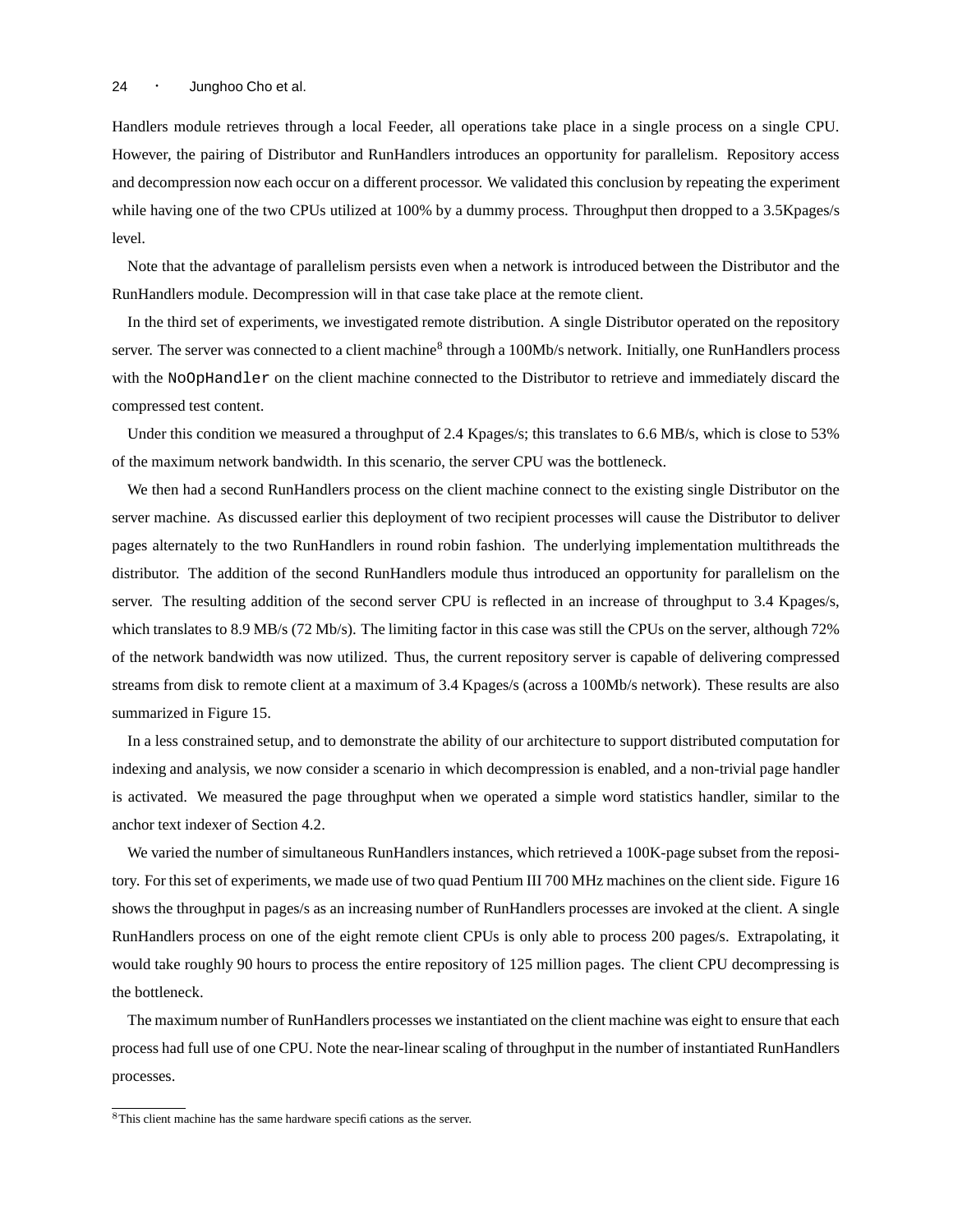Handlers module retrieves through a local Feeder, all operations take place in a single process on a single CPU. However, the pairing of Distributor and RunHandlers introduces an opportunity for parallelism. Repository access and decompression now each occur on a different processor. We validated this conclusion by repeating the experiment while having one of the two CPUs utilized at 100% by a dummy process. Throughput then dropped to a 3.5Kpages/s level.

Note that the advantage of parallelism persists even when a network is introduced between the Distributor and the RunHandlers module. Decompression will in that case take place at the remote client.

In the third set of experiments, we investigated remote distribution. A single Distributor operated on the repository server. The server was connected to a client machine[8] through a 100Mb/s network. Initially, one RunHandlers process with the `NoOpHandler` on the client machine connected to the Distributor to retrieve and immediately discard the compressed test content.

Under this condition we measured a throughput of 2.4 Kpages/s; this translates to 6.6 MB/s, which is close to 53% of the maximum network bandwidth. In this scenario, the server CPU was the bottleneck.

We then had a second RunHandlers process on the client machine connect to the existing single Distributor on the server machine. As discussed earlier this deployment of two recipient processes will cause the Distributor to deliver pages alternately to the two RunHandlers in round robin fashion. The underlying implementation multithreads the distributor. The addition of the second RunHandlers module thus introduced an opportunity for parallelism on the server. The resulting addition of the second server CPU is reflected in an increase of throughput to 3.4 Kpages/s, which translates to 8.9 MB/s (72 Mb/s). The limiting factor in this case was still the CPUs on the server, although 72% of the network bandwidth was now utilized. Thus, the current repository server is capable of delivering compressed streams from disk to remote client at a maximum of 3.4 Kpages/s (across a 100Mb/s network). These results are also summarized in Figure 15.

In a less constrained setup, and to demonstrate the ability of our architecture to support distributed computation for indexing and analysis, we now consider a scenario in which decompression is enabled, and a non-trivial page handler is activated. We measured the page throughput when we operated a simple word statistics handler, similar to the anchor text indexer of Section 4.2.

We varied the number of simultaneous RunHandlers instances, which retrieved a 100K-page subset from the repository. For this set of experiments, we made use of two quad Pentium III 700 MHz machines on the client side. Figure 16 shows the throughput in pages/s as an increasing number of RunHandlers processes are invoked at the client. A single RunHandlers process on one of the eight remote client CPUs is only able to process 200 pages/s. Extrapolating, it would take roughly 90 hours to process the entire repository of 125 million pages. The client CPU decompressing is the bottleneck.

The maximum number of RunHandlers processes we instantiated on the client machine was eight to ensure that each process had full use of one CPU. Note the near-linear scaling of throughput in the number of instantiated RunHandlers processes.

---

[8] This client machine has the same hardware specifications as the server.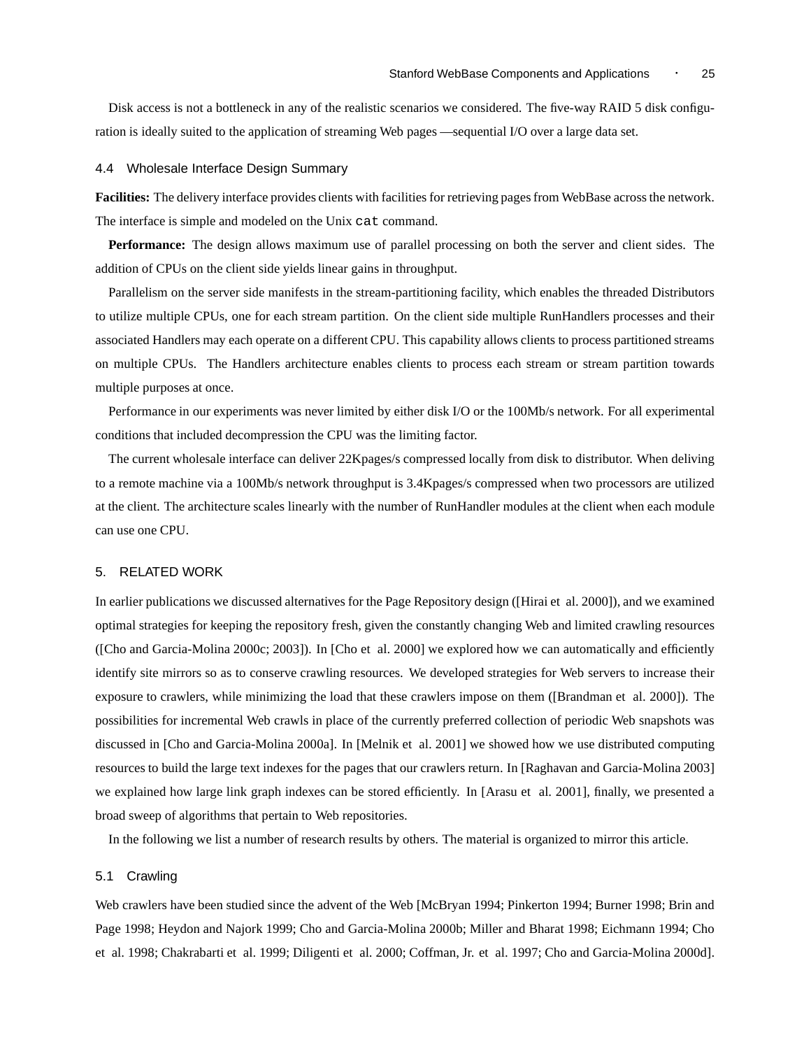Disk access is not a bottleneck in any of the realistic scenarios we considered. The five-way RAID 5 disk configuration is ideally suited to the application of streaming Web pages —sequential I/O over a large data set.

### 4.4 Wholesale Interface Design Summary

**Facilities:** The delivery interface provides clients with facilities for retrieving pages from WebBase across the network. The interface is simple and modeled on the Unix `cat` command.

**Performance:** The design allows maximum use of parallel processing on both the server and client sides. The addition of CPUs on the client side yields linear gains in throughput.

Parallelism on the server side manifests in the stream-partitioning facility, which enables the threaded Distributors to utilize multiple CPUs, one for each stream partition. On the client side multiple RunHandlers processes and their associated Handlers may each operate on a different CPU. This capability allows clients to process partitioned streams on multiple CPUs. The Handlers architecture enables clients to process each stream or stream partition towards multiple purposes at once.

Performance in our experiments was never limited by either disk I/O or the 100Mb/s network. For all experimental conditions that included decompression the CPU was the limiting factor.

The current wholesale interface can deliver 22Kpages/s compressed locally from disk to distributor. When deliving to a remote machine via a 100Mb/s network throughput is 3.4Kpages/s compressed when two processors are utilized at the client. The architecture scales linearly with the number of RunHandler modules at the client when each module can use one CPU.

## 5. RELATED WORK

In earlier publications we discussed alternatives for the Page Repository design ([Hirai et al. 2000]), and we examined optimal strategies for keeping the repository fresh, given the constantly changing Web and limited crawling resources ([Cho and Garcia-Molina 2000c; 2003]). In [Cho et al. 2000] we explored how we can automatically and efficiently identify site mirrors so as to conserve crawling resources. We developed strategies for Web servers to increase their exposure to crawlers, while minimizing the load that these crawlers impose on them ([Brandman et al. 2000]). The possibilities for incremental Web crawls in place of the currently preferred collection of periodic Web snapshots was discussed in [Cho and Garcia-Molina 2000a]. In [Melnik et al. 2001] we showed how we use distributed computing resources to build the large text indexes for the pages that our crawlers return. In [Raghavan and Garcia-Molina 2003] we explained how large link graph indexes can be stored efficiently. In [Arasu et al. 2001], finally, we presented a broad sweep of algorithms that pertain to Web repositories.

In the following we list a number of research results by others. The material is organized to mirror this article.

### 5.1 Crawling

Web crawlers have been studied since the advent of the Web [McBryan 1994; Pinkerton 1994; Burner 1998; Brin and Page 1998; Heydon and Najork 1999; Cho and Garcia-Molina 2000b; Miller and Bharat 1998; Eichmann 1994; Cho et al. 1998; Chakrabarti et al. 1999; Diligenti et al. 2000; Coffman, Jr. et al. 1997; Cho and Garcia-Molina 2000d].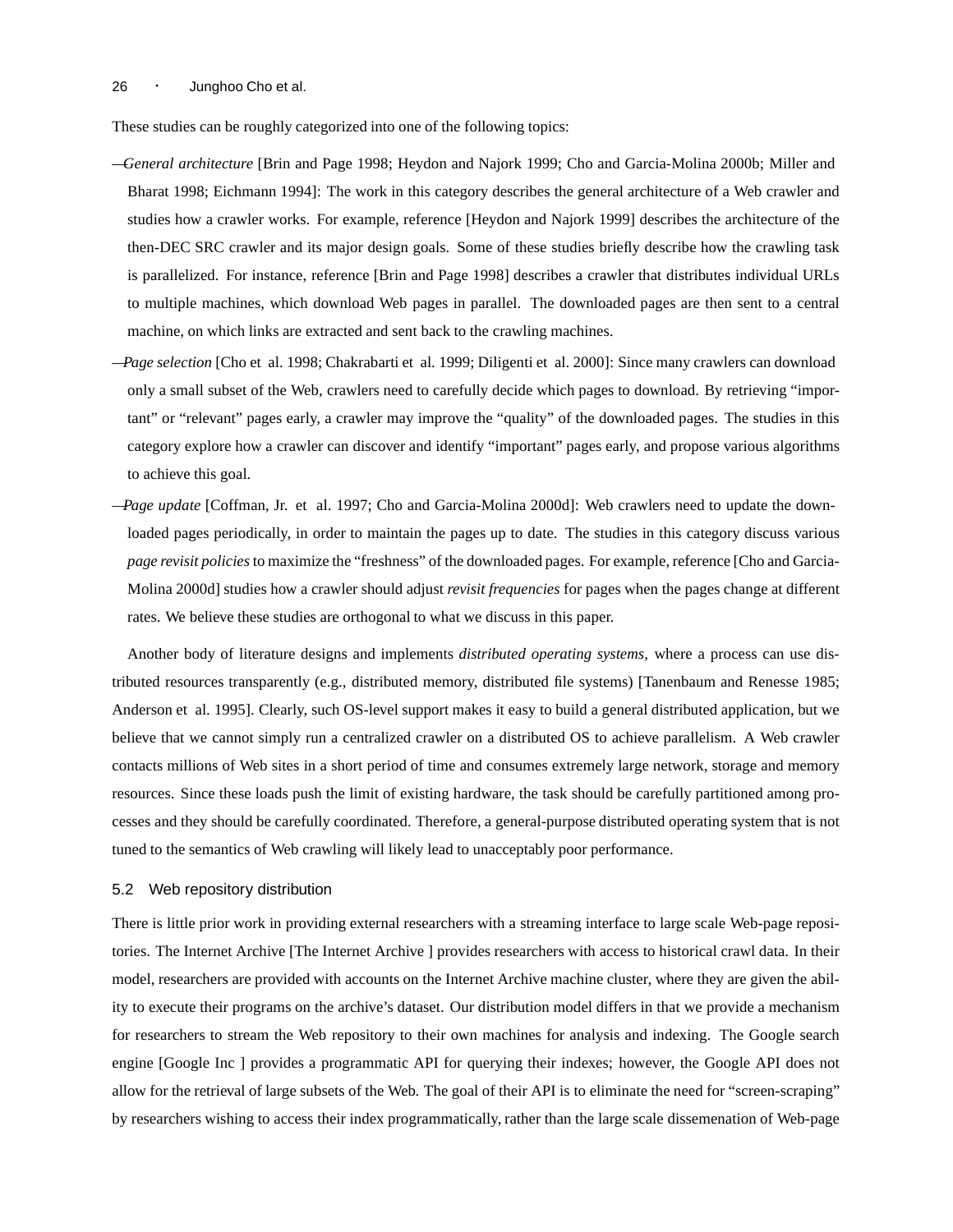These studies can be roughly categorized into one of the following topics:

—*General architecture* [Brin and Page 1998; Heydon and Najork 1999; Cho and Garcia-Molina 2000b; Miller and Bharat 1998; Eichmann 1994]: The work in this category describes the general architecture of a Web crawler and studies how a crawler works. For example, reference [Heydon and Najork 1999] describes the architecture of the then-DEC SRC crawler and its major design goals. Some of these studies briefly describe how the crawling task is parallelized. For instance, reference [Brin and Page 1998] describes a crawler that distributes individual URLs to multiple machines, which download Web pages in parallel. The downloaded pages are then sent to a central machine, on which links are extracted and sent back to the crawling machines.

—*Page selection* [Cho et al. 1998; Chakrabarti et al. 1999; Diligenti et al. 2000]: Since many crawlers can download only a small subset of the Web, crawlers need to carefully decide which pages to download. By retrieving "important" or "relevant" pages early, a crawler may improve the "quality" of the downloaded pages. The studies in this category explore how a crawler can discover and identify "important" pages early, and propose various algorithms to achieve this goal.

—*Page update* [Coffman, Jr. et al. 1997; Cho and Garcia-Molina 2000d]: Web crawlers need to update the downloaded pages periodically, in order to maintain the pages up to date. The studies in this category discuss various *page revisit policies* to maximize the "freshness" of the downloaded pages. For example, reference [Cho and Garcia-Molina 2000d] studies how a crawler should adjust *revisit frequencies* for pages when the pages change at different rates. We believe these studies are orthogonal to what we discuss in this paper.

Another body of literature designs and implements *distributed operating systems*, where a process can use distributed resources transparently (e.g., distributed memory, distributed file systems) [Tanenbaum and Renesse 1985; Anderson et al. 1995]. Clearly, such OS-level support makes it easy to build a general distributed application, but we believe that we cannot simply run a centralized crawler on a distributed OS to achieve parallelism. A Web crawler contacts millions of Web sites in a short period of time and consumes extremely large network, storage and memory resources. Since these loads push the limit of existing hardware, the task should be carefully partitioned among processes and they should be carefully coordinated. Therefore, a general-purpose distributed operating system that is not tuned to the semantics of Web crawling will likely lead to unacceptably poor performance.

### 5.2 Web repository distribution

There is little prior work in providing external researchers with a streaming interface to large scale Web-page repositories. The Internet Archive [The Internet Archive ] provides researchers with access to historical crawl data. In their model, researchers are provided with accounts on the Internet Archive machine cluster, where they are given the ability to execute their programs on the archive's dataset. Our distribution model differs in that we provide a mechanism for researchers to stream the Web repository to their own machines for analysis and indexing. The Google search engine [Google Inc ] provides a programmatic API for querying their indexes; however, the Google API does not allow for the retrieval of large subsets of the Web. The goal of their API is to eliminate the need for "screen-scraping" by researchers wishing to access their index programmatically, rather than the large scale dissemenation of Web-page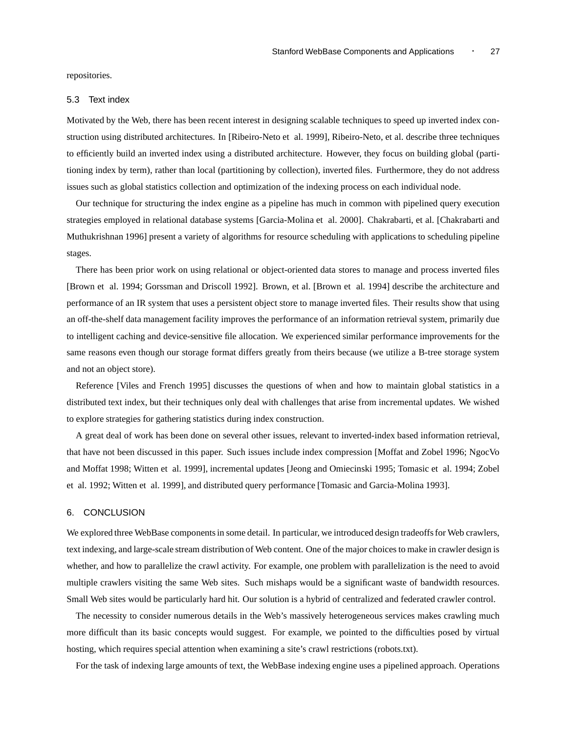repositories.

### 5.3 Text index

Motivated by the Web, there has been recent interest in designing scalable techniques to speed up inverted index construction using distributed architectures. In [Ribeiro-Neto et al. 1999], Ribeiro-Neto, et al. describe three techniques to efficiently build an inverted index using a distributed architecture. However, they focus on building global (partitioning index by term), rather than local (partitioning by collection), inverted files. Furthermore, they do not address issues such as global statistics collection and optimization of the indexing process on each individual node.

Our technique for structuring the index engine as a pipeline has much in common with pipelined query execution strategies employed in relational database systems [Garcia-Molina et al. 2000]. Chakrabarti, et al. [Chakrabarti and Muthukrishnan 1996] present a variety of algorithms for resource scheduling with applications to scheduling pipeline stages.

There has been prior work on using relational or object-oriented data stores to manage and process inverted files [Brown et al. 1994; Gorssman and Driscoll 1992]. Brown, et al. [Brown et al. 1994] describe the architecture and performance of an IR system that uses a persistent object store to manage inverted files. Their results show that using an off-the-shelf data management facility improves the performance of an information retrieval system, primarily due to intelligent caching and device-sensitive file allocation. We experienced similar performance improvements for the same reasons even though our storage format differs greatly from theirs because (we utilize a B-tree storage system and not an object store).

Reference [Viles and French 1995] discusses the questions of when and how to maintain global statistics in a distributed text index, but their techniques only deal with challenges that arise from incremental updates. We wished to explore strategies for gathering statistics during index construction.

A great deal of work has been done on several other issues, relevant to inverted-index based information retrieval, that have not been discussed in this paper. Such issues include index compression [Moffat and Zobel 1996; NgocVo and Moffat 1998; Witten et al. 1999], incremental updates [Jeong and Omiecinski 1995; Tomasic et al. 1994; Zobel et al. 1992; Witten et al. 1999], and distributed query performance [Tomasic and Garcia-Molina 1993].

## 6. CONCLUSION

We explored three WebBase components in some detail. In particular, we introduced design tradeoffs for Web crawlers, text indexing, and large-scale stream distribution of Web content. One of the major choices to make in crawler design is whether, and how to parallelize the crawl activity. For example, one problem with parallelization is the need to avoid multiple crawlers visiting the same Web sites. Such mishaps would be a significant waste of bandwidth resources. Small Web sites would be particularly hard hit. Our solution is a hybrid of centralized and federated crawler control.

The necessity to consider numerous details in the Web's massively heterogeneous services makes crawling much more difficult than its basic concepts would suggest. For example, we pointed to the difficulties posed by virtual hosting, which requires special attention when examining a site's crawl restrictions (robots.txt).

For the task of indexing large amounts of text, the WebBase indexing engine uses a pipelined approach. Operations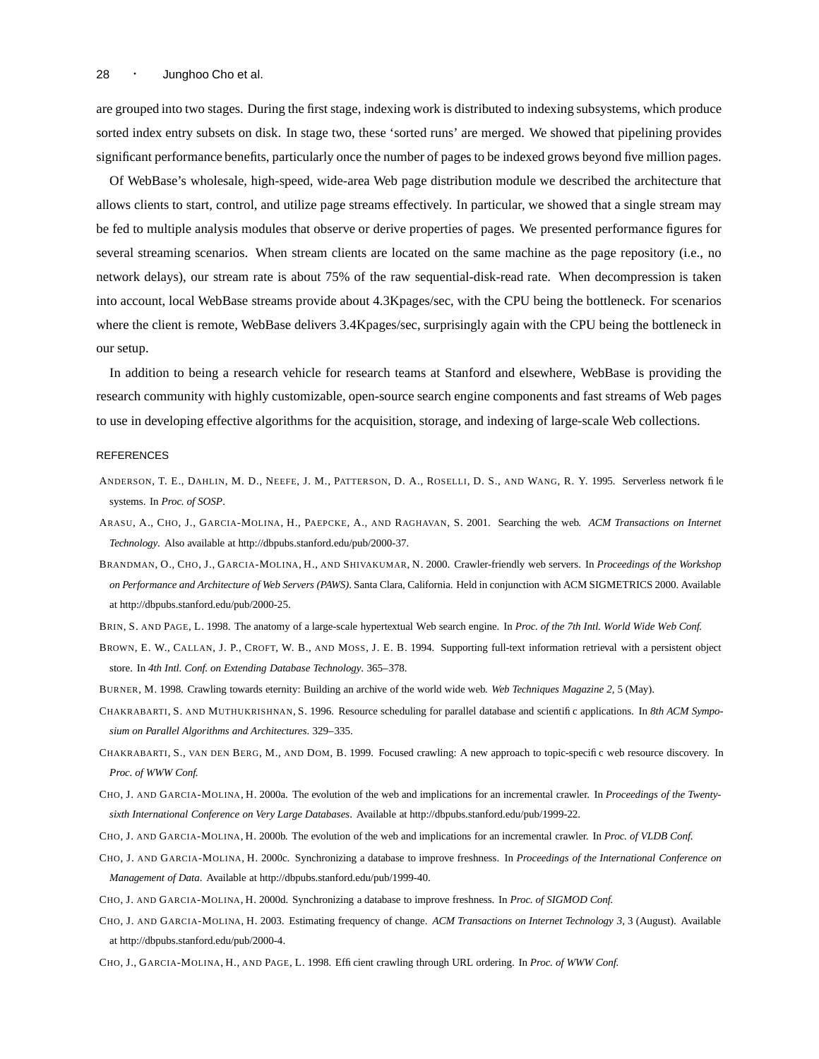are grouped into two stages. During the first stage, indexing work is distributed to indexing subsystems, which produce sorted index entry subsets on disk. In stage two, these 'sorted runs' are merged. We showed that pipelining provides significant performance benefits, particularly once the number of pages to be indexed grows beyond five million pages.

Of WebBase's wholesale, high-speed, wide-area Web page distribution module we described the architecture that allows clients to start, control, and utilize page streams effectively. In particular, we showed that a single stream may be fed to multiple analysis modules that observe or derive properties of pages. We presented performance figures for several streaming scenarios. When stream clients are located on the same machine as the page repository (i.e., no network delays), our stream rate is about 75% of the raw sequential-disk-read rate. When decompression is taken into account, local WebBase streams provide about 4.3Kpages/sec, with the CPU being the bottleneck. For scenarios where the client is remote, WebBase delivers 3.4Kpages/sec, surprisingly again with the CPU being the bottleneck in our setup.

In addition to being a research vehicle for research teams at Stanford and elsewhere, WebBase is providing the research community with highly customizable, open-source search engine components and fast streams of Web pages to use in developing effective algorithms for the acquisition, storage, and indexing of large-scale Web collections.

## REFERENCES

ANDERSON, T. E., DAHLIN, M. D., NEEFE, J. M., PATTERSON, D. A., ROSELLI, D. S., AND WANG, R. Y. 1995. Serverless network file systems. In *Proc. of SOSP*.

ARASU, A., CHO, J., GARCIA-MOLINA, H., PAEPCKE, A., AND RAGHAVAN, S. 2001. Searching the web. *ACM Transactions on Internet Technology*. Also available at http://dbpubs.stanford.edu/pub/2000-37.

BRANDMAN, O., CHO, J., GARCIA-MOLINA, H., AND SHIVAKUMAR, N. 2000. Crawler-friendly web servers. In *Proceedings of the Workshop on Performance and Architecture of Web Servers (PAWS)*. Santa Clara, California. Held in conjunction with ACM SIGMETRICS 2000. Available at http://dbpubs.stanford.edu/pub/2000-25.

BRIN, S. AND PAGE, L. 1998. The anatomy of a large-scale hypertextual Web search engine. In *Proc. of the 7th Intl. World Wide Web Conf.*

BROWN, E. W., CALLAN, J. P., CROFT, W. B., AND MOSS, J. E. B. 1994. Supporting full-text information retrieval with a persistent object store. In *4th Intl. Conf. on Extending Database Technology*. 365–378.

BURNER, M. 1998. Crawling towards eternity: Building an archive of the world wide web. *Web Techniques Magazine 2,* 5 (May).

CHAKRABARTI, S. AND MUTHUKRISHNAN, S. 1996. Resource scheduling for parallel database and scientific applications. In *8th ACM Symposium on Parallel Algorithms and Architectures*. 329–335.

CHAKRABARTI, S., VAN DEN BERG, M., AND DOM, B. 1999. Focused crawling: A new approach to topic-specific web resource discovery. In *Proc. of WWW Conf.*

CHO, J. AND GARCIA-MOLINA, H. 2000a. The evolution of the web and implications for an incremental crawler. In *Proceedings of the Twenty-sixth International Conference on Very Large Databases*. Available at http://dbpubs.stanford.edu/pub/1999-22.

CHO, J. AND GARCIA-MOLINA, H. 2000b. The evolution of the web and implications for an incremental crawler. In *Proc. of VLDB Conf.*

CHO, J. AND GARCIA-MOLINA, H. 2000c. Synchronizing a database to improve freshness. In *Proceedings of the International Conference on Management of Data*. Available at http://dbpubs.stanford.edu/pub/1999-40.

CHO, J. AND GARCIA-MOLINA, H. 2000d. Synchronizing a database to improve freshness. In *Proc. of SIGMOD Conf.*

CHO, J. AND GARCIA-MOLINA, H. 2003. Estimating frequency of change. *ACM Transactions on Internet Technology 3,* 3 (August). Available at http://dbpubs.stanford.edu/pub/2000-4.

CHO, J., GARCIA-MOLINA, H., AND PAGE, L. 1998. Efficient crawling through URL ordering. In *Proc. of WWW Conf.*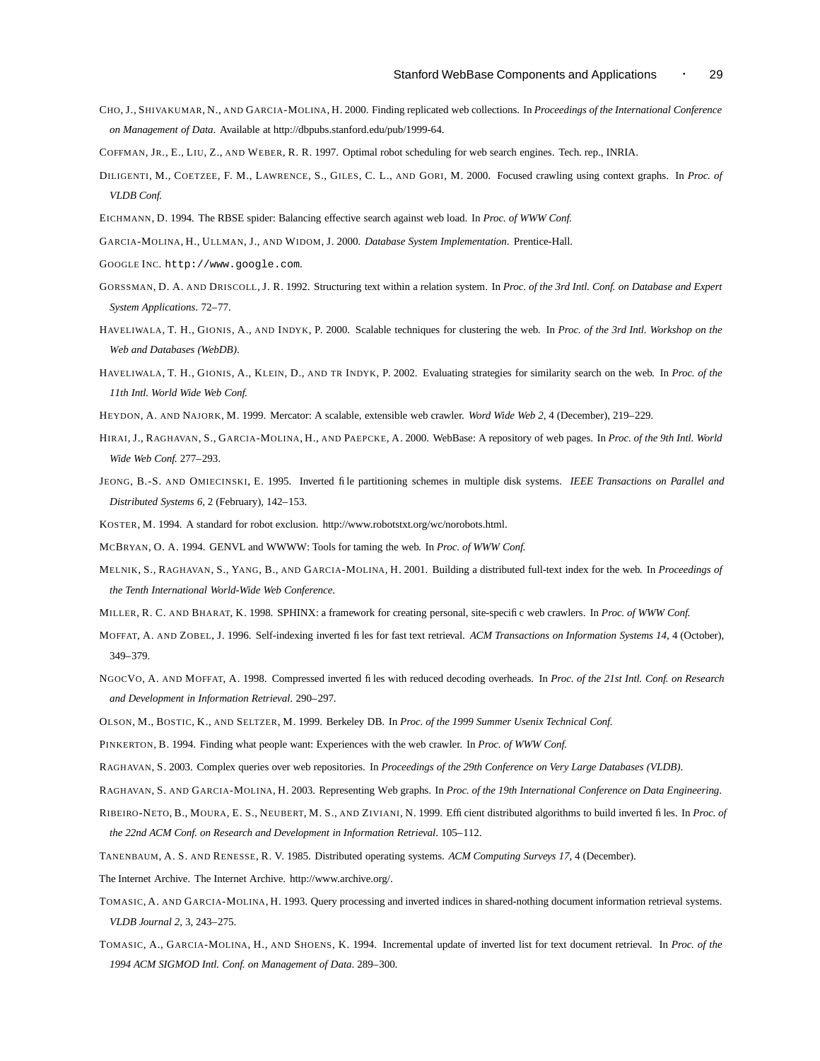CHO, J., SHIVAKUMAR, N., AND GARCIA-MOLINA, H. 2000. Finding replicated web collections. In *Proceedings of the International Conference on Management of Data*. Available at http://dbpubs.stanford.edu/pub/1999-64.

COFFMAN, JR., E., LIU, Z., AND WEBER, R. R. 1997. Optimal robot scheduling for web search engines. Tech. rep., INRIA.

DILIGENTI, M., COETZEE, F. M., LAWRENCE, S., GILES, C. L., AND GORI, M. 2000. Focused crawling using context graphs. In *Proc. of VLDB Conf.*

EICHMANN, D. 1994. The RBSE spider: Balancing effective search against web load. In *Proc. of WWW Conf.*

GARCIA-MOLINA, H., ULLMAN, J., AND WIDOM, J. 2000. *Database System Implementation*. Prentice-Hall.

GOOGLE INC. `http://www.google.com`.

GORSSMAN, D. A. AND DRISCOLL, J. R. 1992. Structuring text within a relation system. In *Proc. of the 3rd Intl. Conf. on Database and Expert System Applications*. 72–77.

HAVELIWALA, T. H., GIONIS, A., AND INDYK, P. 2000. Scalable techniques for clustering the web. In *Proc. of the 3rd Intl. Workshop on the Web and Databases (WebDB)*.

HAVELIWALA, T. H., GIONIS, A., KLEIN, D., AND TR INDYK, P. 2002. Evaluating strategies for similarity search on the web. In *Proc. of the 11th Intl. World Wide Web Conf.*

HEYDON, A. AND NAJORK, M. 1999. Mercator: A scalable, extensible web crawler. *Word Wide Web 2*, 4 (December), 219–229.

HIRAI, J., RAGHAVAN, S., GARCIA-MOLINA, H., AND PAEPCKE, A. 2000. WebBase: A repository of web pages. In *Proc. of the 9th Intl. World Wide Web Conf.* 277–293.

JEONG, B.-S. AND OMIECINSKI, E. 1995. Inverted file partitioning schemes in multiple disk systems. *IEEE Transactions on Parallel and Distributed Systems 6*, 2 (February), 142–153.

KOSTER, M. 1994. A standard for robot exclusion. http://www.robotstxt.org/wc/norobots.html.

MCBRYAN, O. A. 1994. GENVL and WWWW: Tools for taming the web. In *Proc. of WWW Conf.*

MELNIK, S., RAGHAVAN, S., YANG, B., AND GARCIA-MOLINA, H. 2001. Building a distributed full-text index for the web. In *Proceedings of the Tenth International World-Wide Web Conference*.

MILLER, R. C. AND BHARAT, K. 1998. SPHINX: a framework for creating personal, site-specific web crawlers. In *Proc. of WWW Conf.*

MOFFAT, A. AND ZOBEL, J. 1996. Self-indexing inverted files for fast text retrieval. *ACM Transactions on Information Systems 14*, 4 (October), 349–379.

NGOCVO, A. AND MOFFAT, A. 1998. Compressed inverted files with reduced decoding overheads. In *Proc. of the 21st Intl. Conf. on Research and Development in Information Retrieval.* 290–297.

OLSON, M., BOSTIC, K., AND SELTZER, M. 1999. Berkeley DB. In *Proc. of the 1999 Summer Usenix Technical Conf.*

PINKERTON, B. 1994. Finding what people want: Experiences with the web crawler. In *Proc. of WWW Conf.*

RAGHAVAN, S. 2003. Complex queries over web repositories. In *Proceedings of the 29th Conference on Very Large Databases (VLDB)*.

RAGHAVAN, S. AND GARCIA-MOLINA, H. 2003. Representing Web graphs. In *Proc. of the 19th International Conference on Data Engineering*.

RIBEIRO-NETO, B., MOURA, E. S., NEUBERT, M. S., AND ZIVIANI, N. 1999. Efficient distributed algorithms to build inverted files. In *Proc. of the 22nd ACM Conf. on Research and Development in Information Retrieval*. 105–112.

TANENBAUM, A. S. AND RENESSE, R. V. 1985. Distributed operating systems. *ACM Computing Surveys 17*, 4 (December).

The Internet Archive. The Internet Archive. http://www.archive.org/.

TOMASIC, A. AND GARCIA-MOLINA, H. 1993. Query processing and inverted indices in shared-nothing document information retrieval systems. *VLDB Journal 2*, 3, 243–275.

TOMASIC, A., GARCIA-MOLINA, H., AND SHOENS, K. 1994. Incremental update of inverted list for text document retrieval. In *Proc. of the 1994 ACM SIGMOD Intl. Conf. on Management of Data*. 289–300.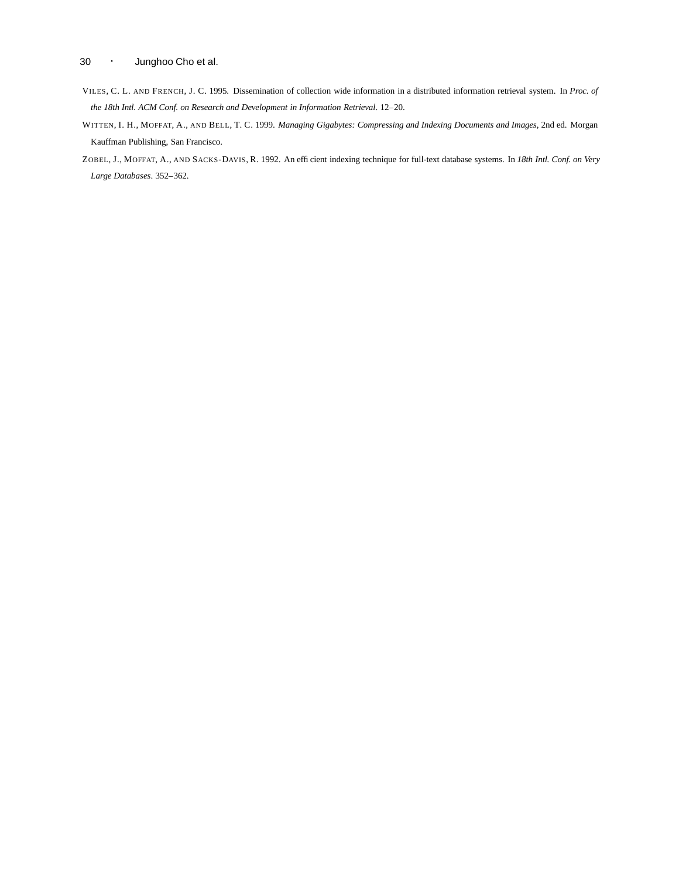VILES, C. L. AND FRENCH, J. C. 1995. Dissemination of collection wide information in a distributed information retrieval system. In *Proc. of the 18th Intl. ACM Conf. on Research and Development in Information Retrieval*. 12–20.

WITTEN, I. H., MOFFAT, A., AND BELL, T. C. 1999. *Managing Gigabytes: Compressing and Indexing Documents and Images*, 2nd ed. Morgan Kauffman Publishing, San Francisco.

ZOBEL, J., MOFFAT, A., AND SACKS-DAVIS, R. 1992. An efficient indexing technique for full-text database systems. In *18th Intl. Conf. on Very Large Databases*. 352–362.